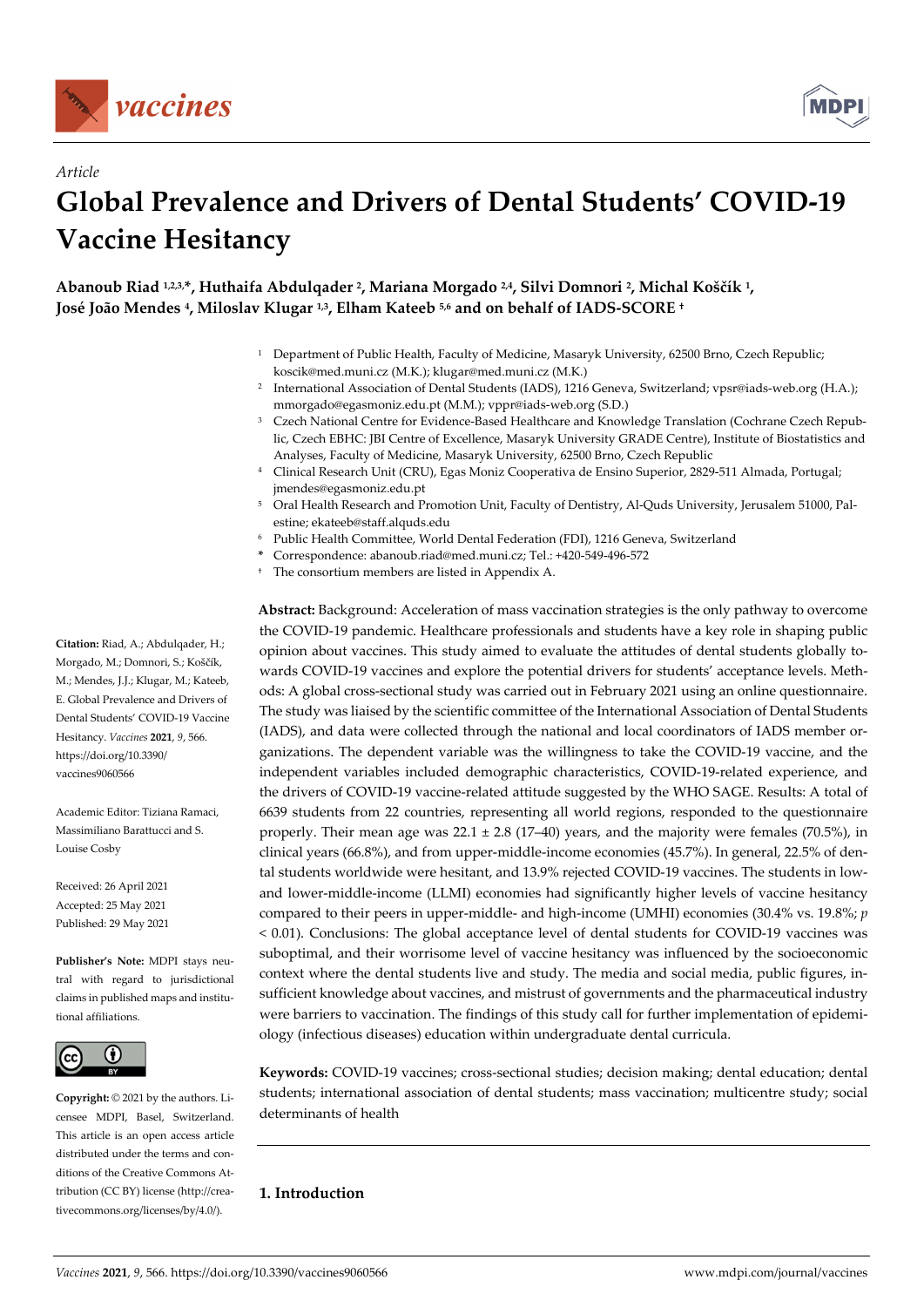*vaccines*

Article

# Global Prevalence and Drivers of Dental Students' COVID-19 Vaccine Hesitancy

**Abanoub Riad [1,2,3,*], Huthaifa Abdulqader [2], Mariana Morgado [2,4], Silvi Domnori [2], Michal Koščík [1], José João Mendes [4], Miloslav Klugar [1,3], Elham Kateeb [5,6] and on behalf of IADS-SCORE [†]**

[1] Department of Public Health, Faculty of Medicine, Masaryk University, 62500 Brno, Czech Republic; koscik@med.muni.cz (M.K.); klugar@med.muni.cz (M.K.)

[2] International Association of Dental Students (IADS), 1216 Geneva, Switzerland; vpsr@iads-web.org (H.A.); mmorgado@egasmoniz.edu.pt (M.M.); vppr@iads-web.org (S.D.)

[3] Czech National Centre for Evidence-Based Healthcare and Knowledge Translation (Cochrane Czech Republic, Czech EBHC: JBI Centre of Excellence, Masaryk University GRADE Centre), Institute of Biostatistics and Analyses, Faculty of Medicine, Masaryk University, 62500 Brno, Czech Republic

[4] Clinical Research Unit (CRU), Egas Moniz Cooperativa de Ensino Superior, 2829-511 Almada, Portugal; jmendes@egasmoniz.edu.pt

[5] Oral Health Research and Promotion Unit, Faculty of Dentistry, Al-Quds University, Jerusalem 51000, Palestine; ekateeb@staff.alquds.edu

[6] Public Health Committee, World Dental Federation (FDI), 1216 Geneva, Switzerland

\* Correspondence: abanoub.riad@med.muni.cz; Tel.: +420-549-496-572

† The consortium members are listed in Appendix A.

**Citation:** Riad, A.; Abdulqader, H.; Morgado, M.; Domnori, S.; Koščík, M.; Mendes, J.J.; Klugar, M.; Kateeb, E. Global Prevalence and Drivers of Dental Students' COVID-19 Vaccine Hesitancy. *Vaccines* **2021**, *9*, 566. https://doi.org/10.3390/vaccines9060566

Academic Editor: Tiziana Ramaci, Massimiliano Barattucci and S. Louise Cosby

Received: 26 April 2021
Accepted: 25 May 2021
Published: 29 May 2021

**Publisher's Note:** MDPI stays neutral with regard to jurisdictional claims in published maps and institutional affiliations.

**Copyright:** © 2021 by the authors. Licensee MDPI, Basel, Switzerland. This article is an open access article distributed under the terms and conditions of the Creative Commons Attribution (CC BY) license (http://creativecommons.org/licenses/by/4.0/).

**Abstract:** Background: Acceleration of mass vaccination strategies is the only pathway to overcome the COVID-19 pandemic. Healthcare professionals and students have a key role in shaping public opinion about vaccines. This study aimed to evaluate the attitudes of dental students globally towards COVID-19 vaccines and explore the potential drivers for students' acceptance levels. Methods: A global cross-sectional study was carried out in February 2021 using an online questionnaire. The study was liaised by the scientific committee of the International Association of Dental Students (IADS), and data were collected through the national and local coordinators of IADS member organizations. The dependent variable was the willingness to take the COVID-19 vaccine, and the independent variables included demographic characteristics, COVID-19-related experience, and the drivers of COVID-19 vaccine-related attitude suggested by the WHO SAGE. Results: A total of 6639 students from 22 countries, representing all world regions, responded to the questionnaire properly. Their mean age was 22.1 ± 2.8 (17–40) years, and the majority were females (70.5%), in clinical years (66.8%), and from upper-middle-income economies (45.7%). In general, 22.5% of dental students worldwide were hesitant, and 13.9% rejected COVID-19 vaccines. The students in low- and lower-middle-income (LLMI) economies had significantly higher levels of vaccine hesitancy compared to their peers in upper-middle- and high-income (UMHI) economies (30.4% vs. 19.8%; $p < 0.01$). Conclusions: The global acceptance level of dental students for COVID-19 vaccines was suboptimal, and their worrisome level of vaccine hesitancy was influenced by the socioeconomic context where the dental students live and study. The media and social media, public figures, insufficient knowledge about vaccines, and mistrust of governments and the pharmaceutical industry were barriers to vaccination. The findings of this study call for further implementation of epidemiology (infectious diseases) education within undergraduate dental curricula.

**Keywords:** COVID-19 vaccines; cross-sectional studies; decision making; dental education; dental students; international association of dental students; mass vaccination; multicentre study; social determinants of health

## 1. Introduction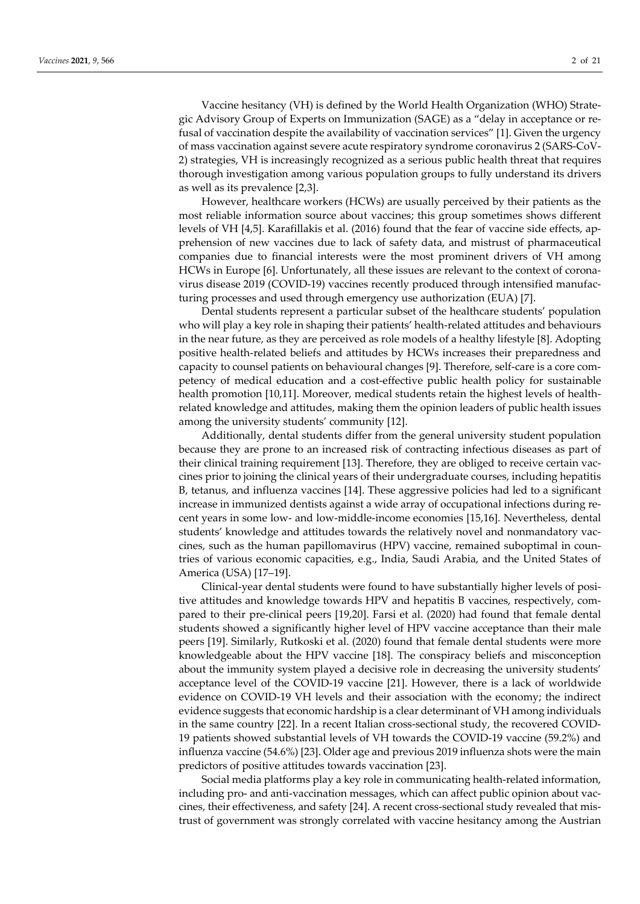Vaccine hesitancy (VH) is defined by the World Health Organization (WHO) Strategic Advisory Group of Experts on Immunization (SAGE) as a "delay in acceptance or refusal of vaccination despite the availability of vaccination services" [1]. Given the urgency of mass vaccination against severe acute respiratory syndrome coronavirus 2 (SARS-CoV-2) strategies, VH is increasingly recognized as a serious public health threat that requires thorough investigation among various population groups to fully understand its drivers as well as its prevalence [2,3].

However, healthcare workers (HCWs) are usually perceived by their patients as the most reliable information source about vaccines; this group sometimes shows different levels of VH [4,5]. Karafillakis et al. (2016) found that the fear of vaccine side effects, apprehension of new vaccines due to lack of safety data, and mistrust of pharmaceutical companies due to financial interests were the most prominent drivers of VH among HCWs in Europe [6]. Unfortunately, all these issues are relevant to the context of coronavirus disease 2019 (COVID-19) vaccines recently produced through intensified manufacturing processes and used through emergency use authorization (EUA) [7].

Dental students represent a particular subset of the healthcare students' population who will play a key role in shaping their patients' health-related attitudes and behaviours in the near future, as they are perceived as role models of a healthy lifestyle [8]. Adopting positive health-related beliefs and attitudes by HCWs increases their preparedness and capacity to counsel patients on behavioural changes [9]. Therefore, self-care is a core competency of medical education and a cost-effective public health policy for sustainable health promotion [10,11]. Moreover, medical students retain the highest levels of health-related knowledge and attitudes, making them the opinion leaders of public health issues among the university students' community [12].

Additionally, dental students differ from the general university student population because they are prone to an increased risk of contracting infectious diseases as part of their clinical training requirement [13]. Therefore, they are obliged to receive certain vaccines prior to joining the clinical years of their undergraduate courses, including hepatitis B, tetanus, and influenza vaccines [14]. These aggressive policies had led to a significant increase in immunized dentists against a wide array of occupational infections during recent years in some low- and low-middle-income economies [15,16]. Nevertheless, dental students' knowledge and attitudes towards the relatively novel and nonmandatory vaccines, such as the human papillomavirus (HPV) vaccine, remained suboptimal in countries of various economic capacities, e.g., India, Saudi Arabia, and the United States of America (USA) [17–19].

Clinical-year dental students were found to have substantially higher levels of positive attitudes and knowledge towards HPV and hepatitis B vaccines, respectively, compared to their pre-clinical peers [19,20]. Farsi et al. (2020) had found that female dental students showed a significantly higher level of HPV vaccine acceptance than their male peers [19]. Similarly, Rutkoski et al. (2020) found that female dental students were more knowledgeable about the HPV vaccine [18]. The conspiracy beliefs and misconception about the immunity system played a decisive role in decreasing the university students' acceptance level of the COVID-19 vaccine [21]. However, there is a lack of worldwide evidence on COVID-19 VH levels and their association with the economy; the indirect evidence suggests that economic hardship is a clear determinant of VH among individuals in the same country [22]. In a recent Italian cross-sectional study, the recovered COVID-19 patients showed substantial levels of VH towards the COVID-19 vaccine (59.2%) and influenza vaccine (54.6%) [23]. Older age and previous 2019 influenza shots were the main predictors of positive attitudes towards vaccination [23].

Social media platforms play a key role in communicating health-related information, including pro- and anti-vaccination messages, which can affect public opinion about vaccines, their effectiveness, and safety [24]. A recent cross-sectional study revealed that mistrust of government was strongly correlated with vaccine hesitancy among the Austrian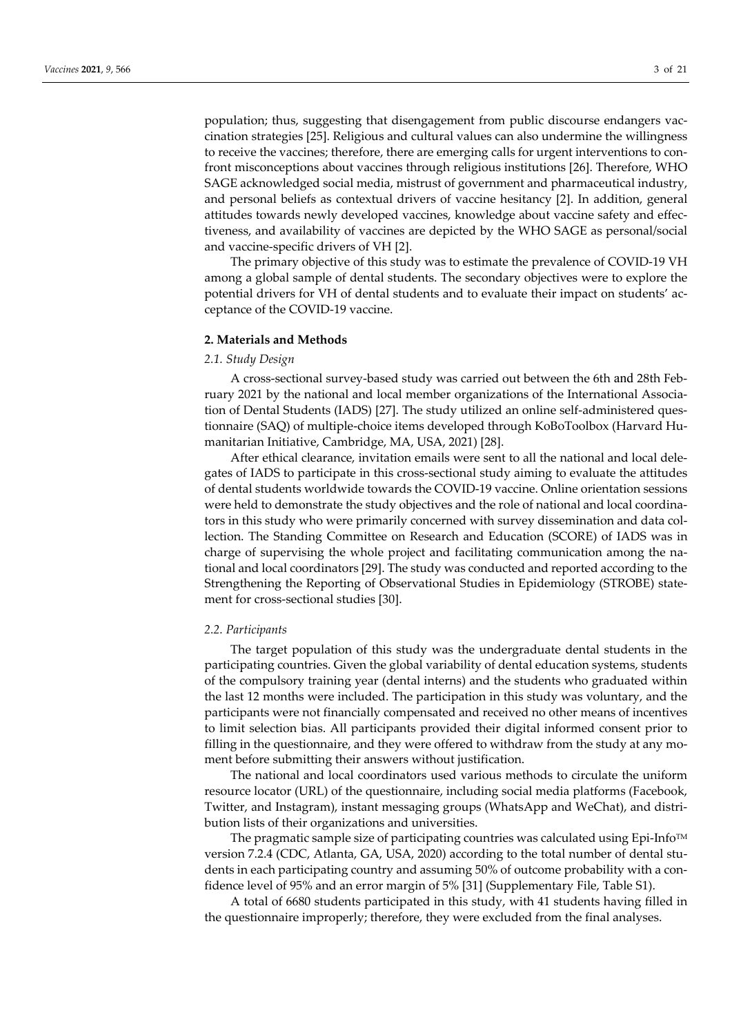population; thus, suggesting that disengagement from public discourse endangers vaccination strategies [25]. Religious and cultural values can also undermine the willingness to receive the vaccines; therefore, there are emerging calls for urgent interventions to confront misconceptions about vaccines through religious institutions [26]. Therefore, WHO SAGE acknowledged social media, mistrust of government and pharmaceutical industry, and personal beliefs as contextual drivers of vaccine hesitancy [2]. In addition, general attitudes towards newly developed vaccines, knowledge about vaccine safety and effectiveness, and availability of vaccines are depicted by the WHO SAGE as personal/social and vaccine-specific drivers of VH [2].

The primary objective of this study was to estimate the prevalence of COVID-19 VH among a global sample of dental students. The secondary objectives were to explore the potential drivers for VH of dental students and to evaluate their impact on students' acceptance of the COVID-19 vaccine.

## 2. Materials and Methods

### *2.1. Study Design*

A cross-sectional survey-based study was carried out between the 6th and 28th February 2021 by the national and local member organizations of the International Association of Dental Students (IADS) [27]. The study utilized an online self-administered questionnaire (SAQ) of multiple-choice items developed through KoBoToolbox (Harvard Humanitarian Initiative, Cambridge, MA, USA, 2021) [28].

After ethical clearance, invitation emails were sent to all the national and local delegates of IADS to participate in this cross-sectional study aiming to evaluate the attitudes of dental students worldwide towards the COVID-19 vaccine. Online orientation sessions were held to demonstrate the study objectives and the role of national and local coordinators in this study who were primarily concerned with survey dissemination and data collection. The Standing Committee on Research and Education (SCORE) of IADS was in charge of supervising the whole project and facilitating communication among the national and local coordinators [29]. The study was conducted and reported according to the Strengthening the Reporting of Observational Studies in Epidemiology (STROBE) statement for cross-sectional studies [30].

### *2.2. Participants*

The target population of this study was the undergraduate dental students in the participating countries. Given the global variability of dental education systems, students of the compulsory training year (dental interns) and the students who graduated within the last 12 months were included. The participation in this study was voluntary, and the participants were not financially compensated and received no other means of incentives to limit selection bias. All participants provided their digital informed consent prior to filling in the questionnaire, and they were offered to withdraw from the study at any moment before submitting their answers without justification.

The national and local coordinators used various methods to circulate the uniform resource locator (URL) of the questionnaire, including social media platforms (Facebook, Twitter, and Instagram), instant messaging groups (WhatsApp and WeChat), and distribution lists of their organizations and universities.

The pragmatic sample size of participating countries was calculated using Epi-Info™ version 7.2.4 (CDC, Atlanta, GA, USA, 2020) according to the total number of dental students in each participating country and assuming 50% of outcome probability with a confidence level of 95% and an error margin of 5% [31] (Supplementary File, Table S1).

A total of 6680 students participated in this study, with 41 students having filled in the questionnaire improperly; therefore, they were excluded from the final analyses.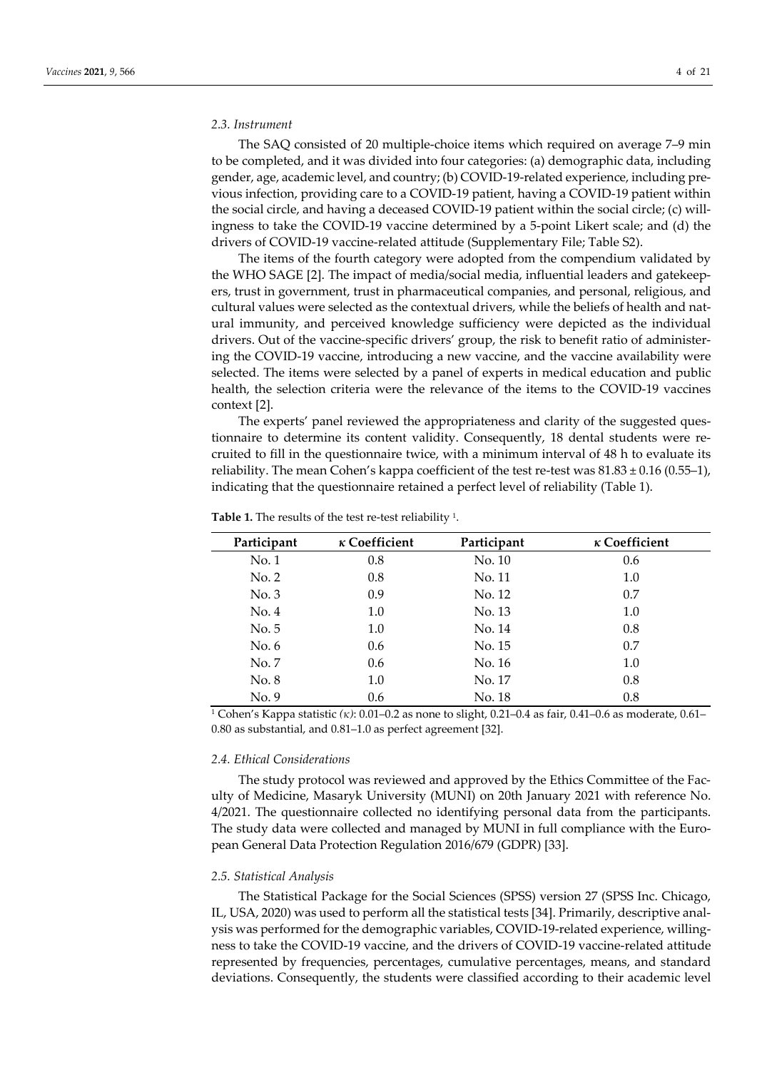### 2.3. Instrument

The SAQ consisted of 20 multiple-choice items which required on average 7–9 min to be completed, and it was divided into four categories: (a) demographic data, including gender, age, academic level, and country; (b) COVID-19-related experience, including previous infection, providing care to a COVID-19 patient, having a COVID-19 patient within the social circle, and having a deceased COVID-19 patient within the social circle; (c) willingness to take the COVID-19 vaccine determined by a 5-point Likert scale; and (d) the drivers of COVID-19 vaccine-related attitude (Supplementary File; Table S2).

The items of the fourth category were adopted from the compendium validated by the WHO SAGE [2]. The impact of media/social media, influential leaders and gatekeepers, trust in government, trust in pharmaceutical companies, and personal, religious, and cultural values were selected as the contextual drivers, while the beliefs of health and natural immunity, and perceived knowledge sufficiency were depicted as the individual drivers. Out of the vaccine-specific drivers' group, the risk to benefit ratio of administering the COVID-19 vaccine, introducing a new vaccine, and the vaccine availability were selected. The items were selected by a panel of experts in medical education and public health, the selection criteria were the relevance of the items to the COVID-19 vaccines context [2].

The experts' panel reviewed the appropriateness and clarity of the suggested questionnaire to determine its content validity. Consequently, 18 dental students were recruited to fill in the questionnaire twice, with a minimum interval of 48 h to evaluate its reliability. The mean Cohen's kappa coefficient of the test re-test was 81.83 ± 0.16 (0.55–1), indicating that the questionnaire retained a perfect level of reliability (Table 1).

**Table 1.** The results of the test re-test reliability [1].

| Participant | κ Coefficient | Participant | κ Coefficient |
|---|---|---|---|
| No. 1 | 0.8 | No. 10 | 0.6 |
| No. 2 | 0.8 | No. 11 | 1.0 |
| No. 3 | 0.9 | No. 12 | 0.7 |
| No. 4 | 1.0 | No. 13 | 1.0 |
| No. 5 | 1.0 | No. 14 | 0.8 |
| No. 6 | 0.6 | No. 15 | 0.7 |
| No. 7 | 0.6 | No. 16 | 1.0 |
| No. 8 | 1.0 | No. 17 | 0.8 |
| No. 9 | 0.6 | No. 18 | 0.8 |

[1] Cohen's Kappa statistic *(κ)*: 0.01–0.2 as none to slight, 0.21–0.4 as fair, 0.41–0.6 as moderate, 0.61–0.80 as substantial, and 0.81–1.0 as perfect agreement [32].

### 2.4. Ethical Considerations

The study protocol was reviewed and approved by the Ethics Committee of the Faculty of Medicine, Masaryk University (MUNI) on 20th January 2021 with reference No. 4/2021. The questionnaire collected no identifying personal data from the participants. The study data were collected and managed by MUNI in full compliance with the European General Data Protection Regulation 2016/679 (GDPR) [33].

### 2.5. Statistical Analysis

The Statistical Package for the Social Sciences (SPSS) version 27 (SPSS Inc. Chicago, IL, USA, 2020) was used to perform all the statistical tests [34]. Primarily, descriptive analysis was performed for the demographic variables, COVID-19-related experience, willingness to take the COVID-19 vaccine, and the drivers of COVID-19 vaccine-related attitude represented by frequencies, percentages, cumulative percentages, means, and standard deviations. Consequently, the students were classified according to their academic level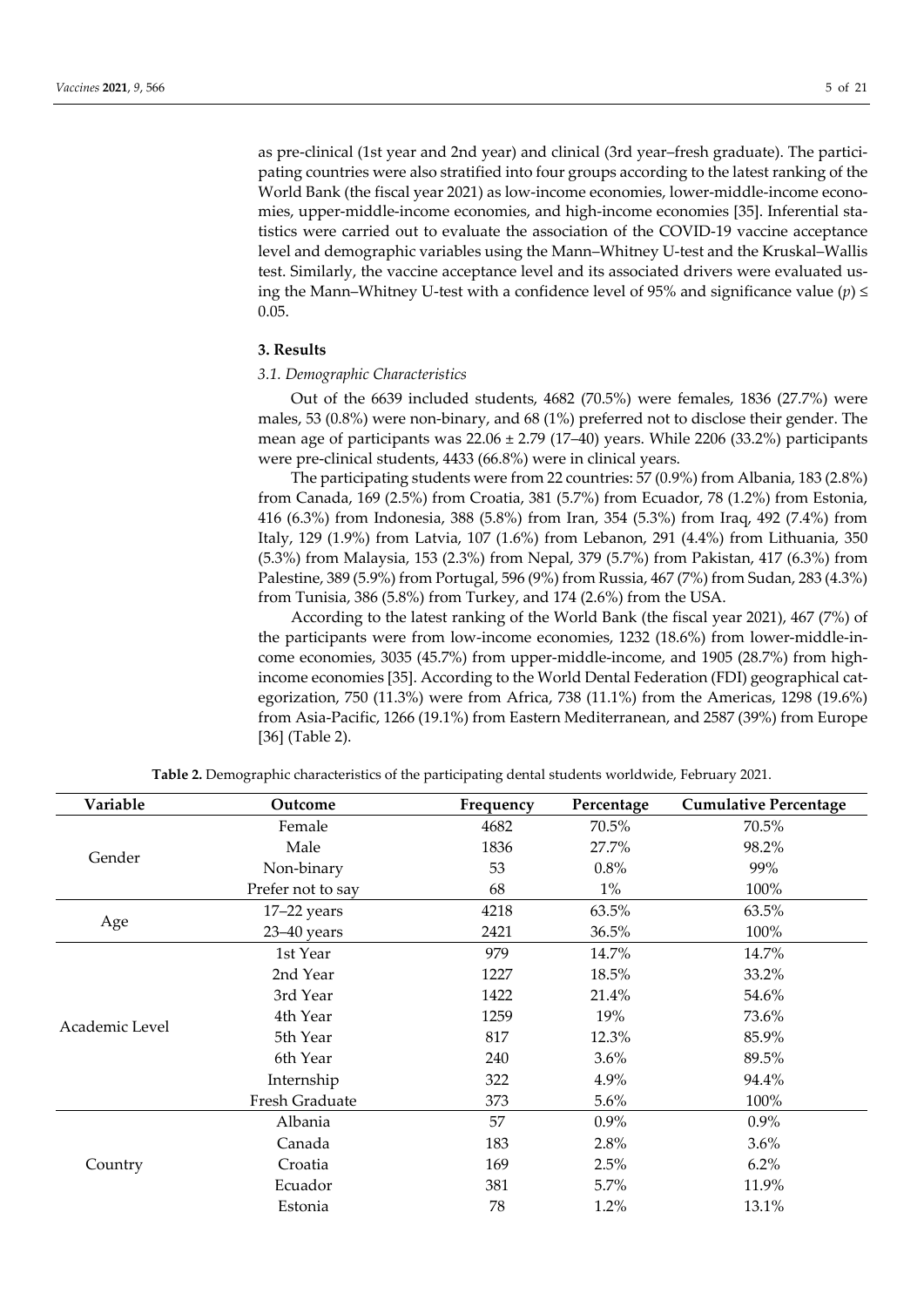as pre-clinical (1st year and 2nd year) and clinical (3rd year–fresh graduate). The participating countries were also stratified into four groups according to the latest ranking of the World Bank (the fiscal year 2021) as low-income economies, lower-middle-income economies, upper-middle-income economies, and high-income economies [35]. Inferential statistics were carried out to evaluate the association of the COVID-19 vaccine acceptance level and demographic variables using the Mann–Whitney U-test and the Kruskal–Wallis test. Similarly, the vaccine acceptance level and its associated drivers were evaluated using the Mann–Whitney U-test with a confidence level of 95% and significance value ($p$) ≤ 0.05.

## 3. Results

### 3.1. Demographic Characteristics

Out of the 6639 included students, 4682 (70.5%) were females, 1836 (27.7%) were males, 53 (0.8%) were non-binary, and 68 (1%) preferred not to disclose their gender. The mean age of participants was 22.06 ± 2.79 (17–40) years. While 2206 (33.2%) participants were pre-clinical students, 4433 (66.8%) were in clinical years.

The participating students were from 22 countries: 57 (0.9%) from Albania, 183 (2.8%) from Canada, 169 (2.5%) from Croatia, 381 (5.7%) from Ecuador, 78 (1.2%) from Estonia, 416 (6.3%) from Indonesia, 388 (5.8%) from Iran, 354 (5.3%) from Iraq, 492 (7.4%) from Italy, 129 (1.9%) from Latvia, 107 (1.6%) from Lebanon, 291 (4.4%) from Lithuania, 350 (5.3%) from Malaysia, 153 (2.3%) from Nepal, 379 (5.7%) from Pakistan, 417 (6.3%) from Palestine, 389 (5.9%) from Portugal, 596 (9%) from Russia, 467 (7%) from Sudan, 283 (4.3%) from Tunisia, 386 (5.8%) from Turkey, and 174 (2.6%) from the USA.

According to the latest ranking of the World Bank (the fiscal year 2021), 467 (7%) of the participants were from low-income economies, 1232 (18.6%) from lower-middle-income economies, 3035 (45.7%) from upper-middle-income, and 1905 (28.7%) from high-income economies [35]. According to the World Dental Federation (FDI) geographical categorization, 750 (11.3%) were from Africa, 738 (11.1%) from the Americas, 1298 (19.6%) from Asia-Pacific, 1266 (19.1%) from Eastern Mediterranean, and 2587 (39%) from Europe [36] (Table 2).

**Table 2.** Demographic characteristics of the participating dental students worldwide, February 2021.

| Variable | Outcome | Frequency | Percentage | Cumulative Percentage |
|---|---|---|---|---|
| Gender | Female | 4682 | 70.5% | 70.5% |
| | Male | 1836 | 27.7% | 98.2% |
| | Non-binary | 53 | 0.8% | 99% |
| | Prefer not to say | 68 | 1% | 100% |
| Age | 17–22 years | 4218 | 63.5% | 63.5% |
| | 23–40 years | 2421 | 36.5% | 100% |
| Academic Level | 1st Year | 979 | 14.7% | 14.7% |
| | 2nd Year | 1227 | 18.5% | 33.2% |
| | 3rd Year | 1422 | 21.4% | 54.6% |
| | 4th Year | 1259 | 19% | 73.6% |
| | 5th Year | 817 | 12.3% | 85.9% |
| | 6th Year | 240 | 3.6% | 89.5% |
| | Internship | 322 | 4.9% | 94.4% |
| | Fresh Graduate | 373 | 5.6% | 100% |
| Country | Albania | 57 | 0.9% | 0.9% |
| | Canada | 183 | 2.8% | 3.6% |
| | Croatia | 169 | 2.5% | 6.2% |
| | Ecuador | 381 | 5.7% | 11.9% |
| | Estonia | 78 | 1.2% | 13.1% |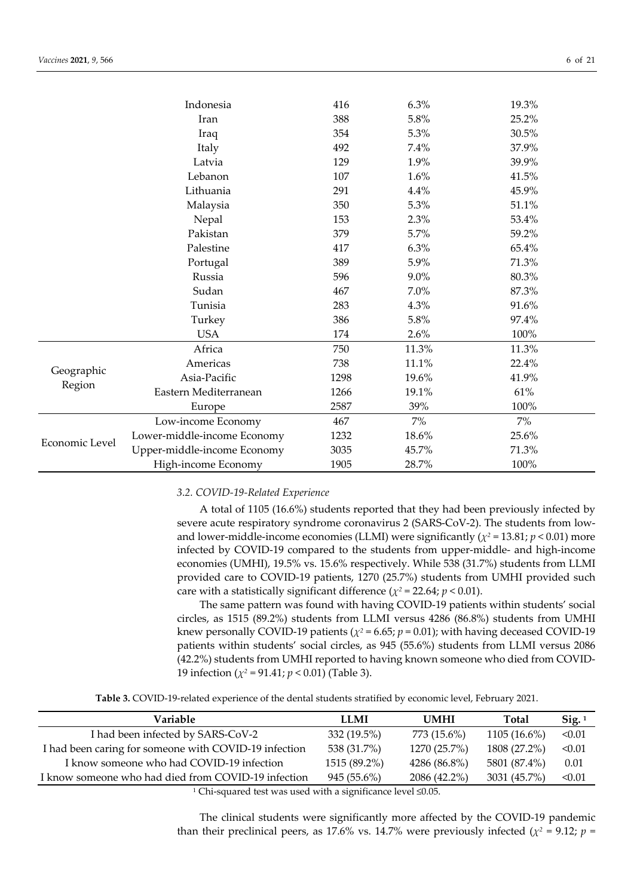| | Indonesia | 416 | 6.3% | 19.3% |
|---|---|---|---|---|
| | Iran | 388 | 5.8% | 25.2% |
| | Iraq | 354 | 5.3% | 30.5% |
| | Italy | 492 | 7.4% | 37.9% |
| | Latvia | 129 | 1.9% | 39.9% |
| | Lebanon | 107 | 1.6% | 41.5% |
| | Lithuania | 291 | 4.4% | 45.9% |
| | Malaysia | 350 | 5.3% | 51.1% |
| | Nepal | 153 | 2.3% | 53.4% |
| | Pakistan | 379 | 5.7% | 59.2% |
| | Palestine | 417 | 6.3% | 65.4% |
| | Portugal | 389 | 5.9% | 71.3% |
| | Russia | 596 | 9.0% | 80.3% |
| | Sudan | 467 | 7.0% | 87.3% |
| | Tunisia | 283 | 4.3% | 91.6% |
| | Turkey | 386 | 5.8% | 97.4% |
| | USA | 174 | 2.6% | 100% |
| Geographic Region | Africa | 750 | 11.3% | 11.3% |
| | Americas | 738 | 11.1% | 22.4% |
| | Asia-Pacific | 1298 | 19.6% | 41.9% |
| | Eastern Mediterranean | 1266 | 19.1% | 61% |
| | Europe | 2587 | 39% | 100% |
| Economic Level | Low-income Economy | 467 | 7% | 7% |
| | Lower-middle-income Economy | 1232 | 18.6% | 25.6% |
| | Upper-middle-income Economy | 3035 | 45.7% | 71.3% |
| | High-income Economy | 1905 | 28.7% | 100% |

### 3.2. COVID-19-Related Experience

A total of 1105 (16.6%) students reported that they had been previously infected by severe acute respiratory syndrome coronavirus 2 (SARS-CoV-2). The students from low- and lower-middle-income economies (LLMI) were significantly ($\chi^2 = 13.81$; $p < 0.01$) more infected by COVID-19 compared to the students from upper-middle- and high-income economies (UMHI), 19.5% vs. 15.6% respectively. While 538 (31.7%) students from LLMI provided care to COVID-19 patients, 1270 (25.7%) students from UMHI provided such care with a statistically significant difference ($\chi^2 = 22.64$; $p < 0.01$).

The same pattern was found with having COVID-19 patients within students' social circles, as 1515 (89.2%) students from LLMI versus 4286 (86.8%) students from UMHI knew personally COVID-19 patients ($\chi^2 = 6.65$; $p = 0.01$); with having deceased COVID-19 patients within students' social circles, as 945 (55.6%) students from LLMI versus 2086 (42.2%) students from UMHI reported to having known someone who died from COVID-19 infection ($\chi^2 = 91.41$; $p < 0.01$) (Table 3).

**Table 3.** COVID-19-related experience of the dental students stratified by economic level, February 2021.

| Variable | LLMI | UMHI | Total | Sig. [1] |
|---|---|---|---|---|
| I had been infected by SARS-CoV-2 | 332 (19.5%) | 773 (15.6%) | 1105 (16.6%) | <0.01 |
| I had been caring for someone with COVID-19 infection | 538 (31.7%) | 1270 (25.7%) | 1808 (27.2%) | <0.01 |
| I know someone who had COVID-19 infection | 1515 (89.2%) | 4286 (86.8%) | 5801 (87.4%) | 0.01 |
| I know someone who had died from COVID-19 infection | 945 (55.6%) | 2086 (42.2%) | 3031 (45.7%) | <0.01 |

[1] Chi-squared test was used with a significance level ≤0.05.

The clinical students were significantly more affected by the COVID-19 pandemic than their preclinical peers, as 17.6% vs. 14.7% were previously infected ($\chi^2 = 9.12$; $p =$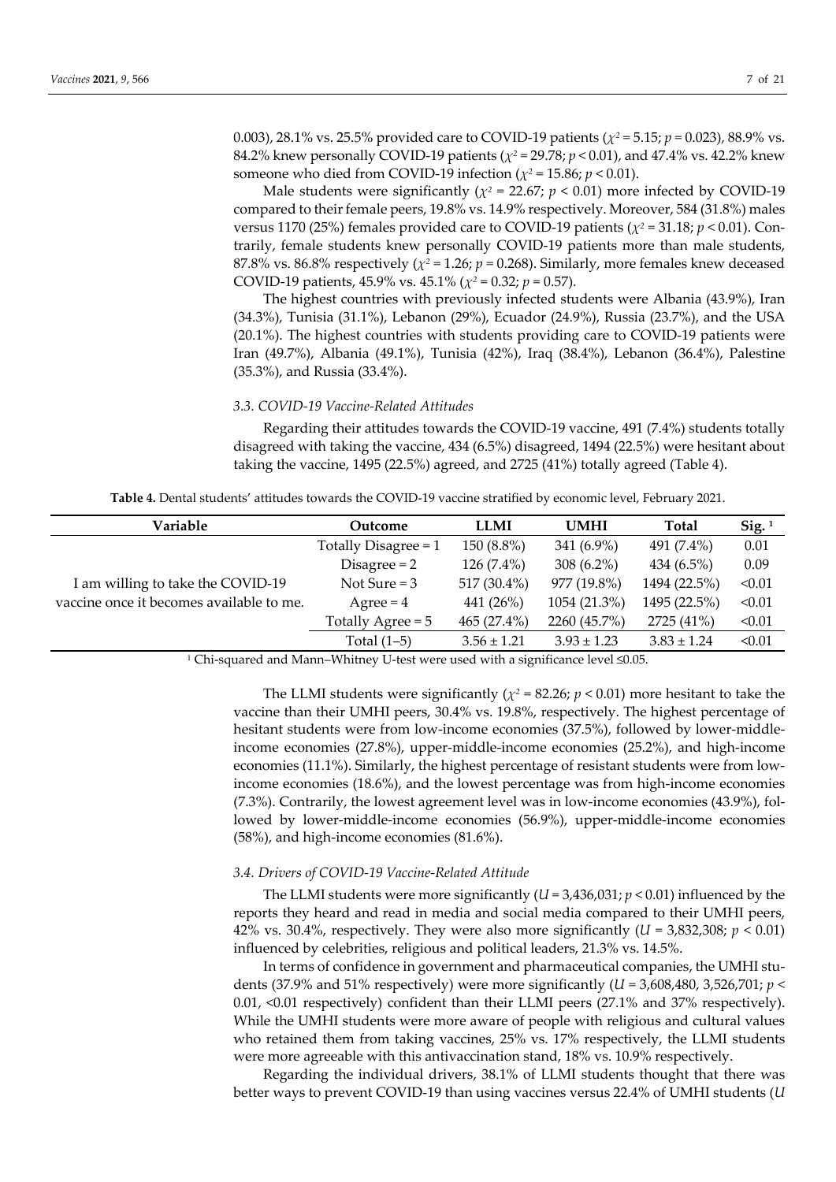0.003), 28.1% vs. 25.5% provided care to COVID-19 patients ($\chi^2$ = 5.15; $p$ = 0.023), 88.9% vs. 84.2% knew personally COVID-19 patients ($\chi^2$ = 29.78; $p$ < 0.01), and 47.4% vs. 42.2% knew someone who died from COVID-19 infection ($\chi^2$ = 15.86; $p$ < 0.01).

Male students were significantly ($\chi^2$ = 22.67; $p$ < 0.01) more infected by COVID-19 compared to their female peers, 19.8% vs. 14.9% respectively. Moreover, 584 (31.8%) males versus 1170 (25%) females provided care to COVID-19 patients ($\chi^2$ = 31.18; $p$ < 0.01). Contrarily, female students knew personally COVID-19 patients more than male students, 87.8% vs. 86.8% respectively ($\chi^2$ = 1.26; $p$ = 0.268). Similarly, more females knew deceased COVID-19 patients, 45.9% vs. 45.1% ($\chi^2$ = 0.32; $p$ = 0.57).

The highest countries with previously infected students were Albania (43.9%), Iran (34.3%), Tunisia (31.1%), Lebanon (29%), Ecuador (24.9%), Russia (23.7%), and the USA (20.1%). The highest countries with students providing care to COVID-19 patients were Iran (49.7%), Albania (49.1%), Tunisia (42%), Iraq (38.4%), Lebanon (36.4%), Palestine (35.3%), and Russia (33.4%).

### 3.3. COVID-19 Vaccine-Related Attitudes

Regarding their attitudes towards the COVID-19 vaccine, 491 (7.4%) students totally disagreed with taking the vaccine, 434 (6.5%) disagreed, 1494 (22.5%) were hesitant about taking the vaccine, 1495 (22.5%) agreed, and 2725 (41%) totally agreed (Table 4).

**Table 4.** Dental students' attitudes towards the COVID-19 vaccine stratified by economic level, February 2021.

| Variable | Outcome | LLMI | UMHI | Total | Sig. [1] |
|---|---|---|---|---|---|
| I am willing to take the COVID-19 vaccine once it becomes available to me. | Totally Disagree = 1 | 150 (8.8%) | 341 (6.9%) | 491 (7.4%) | 0.01 |
| | Disagree = 2 | 126 (7.4%) | 308 (6.2%) | 434 (6.5%) | 0.09 |
| | Not Sure = 3 | 517 (30.4%) | 977 (19.8%) | 1494 (22.5%) | <0.01 |
| | Agree = 4 | 441 (26%) | 1054 (21.3%) | 1495 (22.5%) | <0.01 |
| | Totally Agree = 5 | 465 (27.4%) | 2260 (45.7%) | 2725 (41%) | <0.01 |
| | Total (1–5) | 3.56 ± 1.21 | 3.93 ± 1.23 | 3.83 ± 1.24 | <0.01 |

[1] Chi-squared and Mann–Whitney U-test were used with a significance level ≤0.05.

The LLMI students were significantly ($\chi^2$ = 82.26; $p$ < 0.01) more hesitant to take the vaccine than their UMHI peers, 30.4% vs. 19.8%, respectively. The highest percentage of hesitant students were from low-income economies (37.5%), followed by lower-middle-income economies (27.8%), upper-middle-income economies (25.2%), and high-income economies (11.1%). Similarly, the highest percentage of resistant students were from low-income economies (18.6%), and the lowest percentage was from high-income economies (7.3%). Contrarily, the lowest agreement level was in low-income economies (43.9%), followed by lower-middle-income economies (56.9%), upper-middle-income economies (58%), and high-income economies (81.6%).

### 3.4. Drivers of COVID-19 Vaccine-Related Attitude

The LLMI students were more significantly ($U$ = 3,436,031; $p$ < 0.01) influenced by the reports they heard and read in media and social media compared to their UMHI peers, 42% vs. 30.4%, respectively. They were also more significantly ($U$ = 3,832,308; $p$ < 0.01) influenced by celebrities, religious and political leaders, 21.3% vs. 14.5%.

In terms of confidence in government and pharmaceutical companies, the UMHI students (37.9% and 51% respectively) were more significantly ($U$ = 3,608,480, 3,526,701; $p$ < 0.01, <0.01 respectively) confident than their LLMI peers (27.1% and 37% respectively). While the UMHI students were more aware of people with religious and cultural values who retained them from taking vaccines, 25% vs. 17% respectively, the LLMI students were more agreeable with this antivaccination stand, 18% vs. 10.9% respectively.

Regarding the individual drivers, 38.1% of LLMI students thought that there was better ways to prevent COVID-19 than using vaccines versus 22.4% of UMHI students ($U$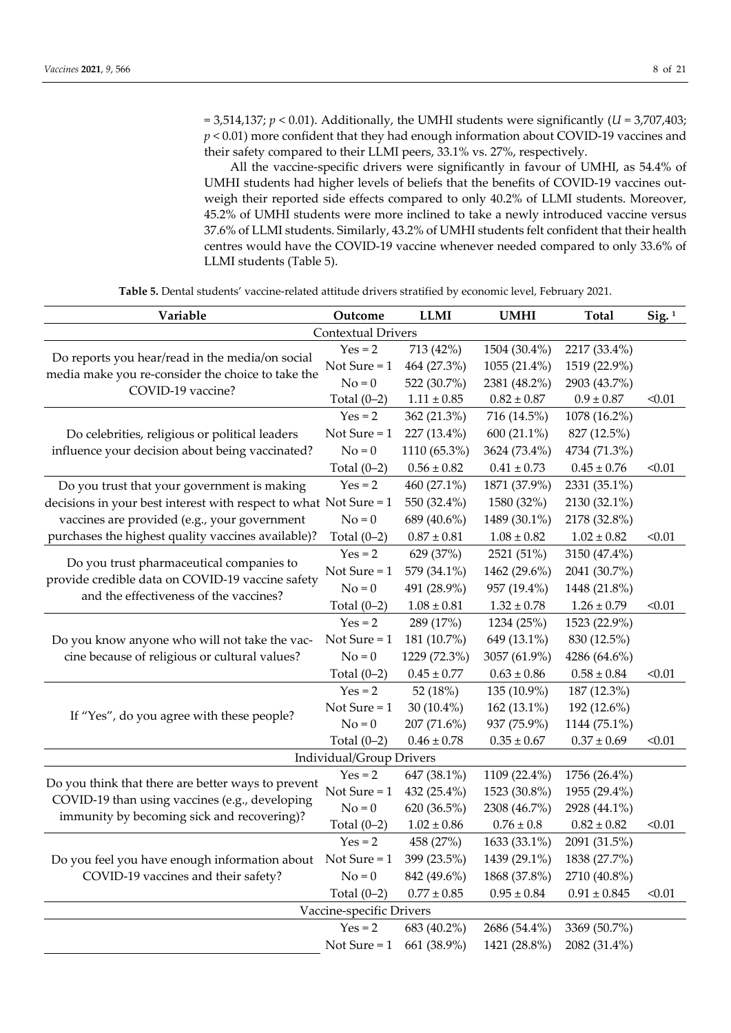= 3,514,137; $p < 0.01$). Additionally, the UMHI students were significantly ($U = 3,707,403$; $p < 0.01$) more confident that they had enough information about COVID-19 vaccines and their safety compared to their LLMI peers, 33.1% vs. 27%, respectively.

All the vaccine-specific drivers were significantly in favour of UMHI, as 54.4% of UMHI students had higher levels of beliefs that the benefits of COVID-19 vaccines outweigh their reported side effects compared to only 40.2% of LLMI students. Moreover, 45.2% of UMHI students were more inclined to take a newly introduced vaccine versus 37.6% of LLMI students. Similarly, 43.2% of UMHI students felt confident that their health centres would have the COVID-19 vaccine whenever needed compared to only 33.6% of LLMI students (Table 5).

**Table 5.** Dental students' vaccine-related attitude drivers stratified by economic level, February 2021.

| Variable | Outcome | LLMI | UMHI | Total | Sig. [1] |
|---|---|---|---|---|---|
| **Contextual Drivers** | | | | | |
| Do reports you hear/read in the media/on social media make you re-consider the choice to take the COVID-19 vaccine? | Yes = 2 | 713 (42%) | 1504 (30.4%) | 2217 (33.4%) | |
| | Not Sure = 1 | 464 (27.3%) | 1055 (21.4%) | 1519 (22.9%) | |
| | No = 0 | 522 (30.7%) | 2381 (48.2%) | 2903 (43.7%) | |
| | Total (0–2) | 1.11 ± 0.85 | 0.82 ± 0.87 | 0.9 ± 0.87 | <0.01 |
| Do celebrities, religious or political leaders influence your decision about being vaccinated? | Yes = 2 | 362 (21.3%) | 716 (14.5%) | 1078 (16.2%) | |
| | Not Sure = 1 | 227 (13.4%) | 600 (21.1%) | 827 (12.5%) | |
| | No = 0 | 1110 (65.3%) | 3624 (73.4%) | 4734 (71.3%) | |
| | Total (0–2) | 0.56 ± 0.82 | 0.41 ± 0.73 | 0.45 ± 0.76 | <0.01 |
| Do you trust that your government is making decisions in your best interest with respect to what vaccines are provided (e.g., your government purchases the highest quality vaccines available)? | Yes = 2 | 460 (27.1%) | 1871 (37.9%) | 2331 (35.1%) | |
| | Not Sure = 1 | 550 (32.4%) | 1580 (32%) | 2130 (32.1%) | |
| | No = 0 | 689 (40.6%) | 1489 (30.1%) | 2178 (32.8%) | |
| | Total (0–2) | 0.87 ± 0.81 | 1.08 ± 0.82 | 1.02 ± 0.82 | <0.01 |
| Do you trust pharmaceutical companies to provide credible data on COVID-19 vaccine safety and the effectiveness of the vaccines? | Yes = 2 | 629 (37%) | 2521 (51%) | 3150 (47.4%) | |
| | Not Sure = 1 | 579 (34.1%) | 1462 (29.6%) | 2041 (30.7%) | |
| | No = 0 | 491 (28.9%) | 957 (19.4%) | 1448 (21.8%) | |
| | Total (0–2) | 1.08 ± 0.81 | 1.32 ± 0.78 | 1.26 ± 0.79 | <0.01 |
| Do you know anyone who will not take the vaccine because of religious or cultural values? | Yes = 2 | 289 (17%) | 1234 (25%) | 1523 (22.9%) | |
| | Not Sure = 1 | 181 (10.7%) | 649 (13.1%) | 830 (12.5%) | |
| | No = 0 | 1229 (72.3%) | 3057 (61.9%) | 4286 (64.6%) | |
| | Total (0–2) | 0.45 ± 0.77 | 0.63 ± 0.86 | 0.58 ± 0.84 | <0.01 |
| If "Yes", do you agree with these people? | Yes = 2 | 52 (18%) | 135 (10.9%) | 187 (12.3%) | |
| | Not Sure = 1 | 30 (10.4%) | 162 (13.1%) | 192 (12.6%) | |
| | No = 0 | 207 (71.6%) | 937 (75.9%) | 1144 (75.1%) | |
| | Total (0–2) | 0.46 ± 0.78 | 0.35 ± 0.67 | 0.37 ± 0.69 | <0.01 |
| **Individual/Group Drivers** | | | | | |
| Do you think that there are better ways to prevent COVID-19 than using vaccines (e.g., developing immunity by becoming sick and recovering)? | Yes = 2 | 647 (38.1%) | 1109 (22.4%) | 1756 (26.4%) | |
| | Not Sure = 1 | 432 (25.4%) | 1523 (30.8%) | 1955 (29.4%) | |
| | No = 0 | 620 (36.5%) | 2308 (46.7%) | 2928 (44.1%) | |
| | Total (0–2) | 1.02 ± 0.86 | 0.76 ± 0.8 | 0.82 ± 0.82 | <0.01 |
| Do you feel you have enough information about COVID-19 vaccines and their safety? | Yes = 2 | 458 (27%) | 1633 (33.1%) | 2091 (31.5%) | |
| | Not Sure = 1 | 399 (23.5%) | 1439 (29.1%) | 1838 (27.7%) | |
| | No = 0 | 842 (49.6%) | 1868 (37.8%) | 2710 (40.8%) | |
| | Total (0–2) | 0.77 ± 0.85 | 0.95 ± 0.84 | 0.91 ± 0.845 | <0.01 |
| **Vaccine-specific Drivers** | | | | | |
| | Yes = 2 | 683 (40.2%) | 2686 (54.4%) | 3369 (50.7%) | |
| | Not Sure = 1 | 661 (38.9%) | 1421 (28.8%) | 2082 (31.4%) | |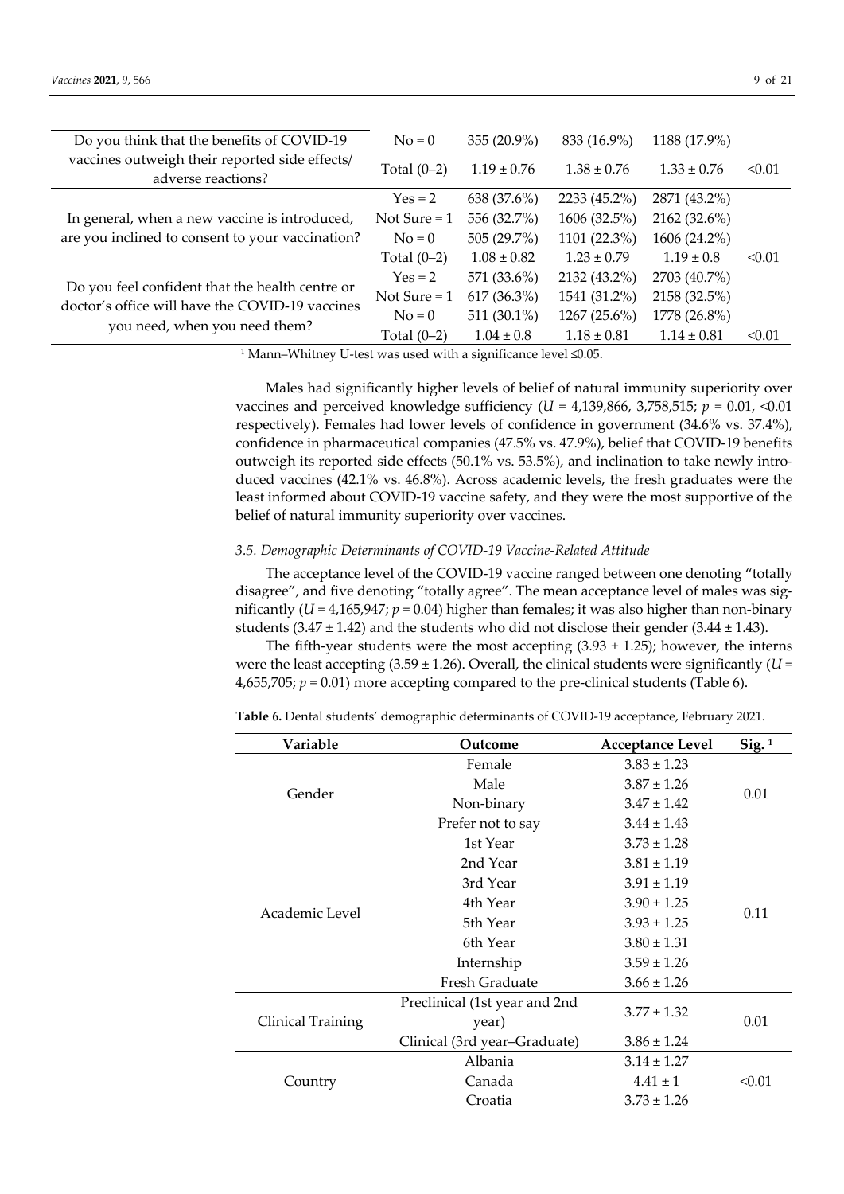| | | | | | |
|---|---|---|---|---|---|
| Do you think that the benefits of COVID-19 vaccines outweigh their reported side effects/adverse reactions? | No = 0 | 355 (20.9%) | 833 (16.9%) | 1188 (17.9%) | |
| | Total (0–2) | 1.19 ± 0.76 | 1.38 ± 0.76 | 1.33 ± 0.76 | <0.01 |
| In general, when a new vaccine is introduced, are you inclined to consent to your vaccination? | Yes = 2 | 638 (37.6%) | 2233 (45.2%) | 2871 (43.2%) | |
| | Not Sure = 1 | 556 (32.7%) | 1606 (32.5%) | 2162 (32.6%) | |
| | No = 0 | 505 (29.7%) | 1101 (22.3%) | 1606 (24.2%) | |
| | Total (0–2) | 1.08 ± 0.82 | 1.23 ± 0.79 | 1.19 ± 0.8 | <0.01 |
| Do you feel confident that the health centre or doctor's office will have the COVID-19 vaccines you need, when you need them? | Yes = 2 | 571 (33.6%) | 2132 (43.2%) | 2703 (40.7%) | |
| | Not Sure = 1 | 617 (36.3%) | 1541 (31.2%) | 2158 (32.5%) | |
| | No = 0 | 511 (30.1%) | 1267 (25.6%) | 1778 (26.8%) | |
| | Total (0–2) | 1.04 ± 0.8 | 1.18 ± 0.81 | 1.14 ± 0.81 | <0.01 |

[1] Mann–Whitney U-test was used with a significance level ≤0.05.

Males had significantly higher levels of belief of natural immunity superiority over vaccines and perceived knowledge sufficiency ($U$ = 4,139,866, 3,758,515; $p$ = 0.01, <0.01 respectively). Females had lower levels of confidence in government (34.6% vs. 37.4%), confidence in pharmaceutical companies (47.5% vs. 47.9%), belief that COVID-19 benefits outweigh its reported side effects (50.1% vs. 53.5%), and inclination to take newly introduced vaccines (42.1% vs. 46.8%). Across academic levels, the fresh graduates were the least informed about COVID-19 vaccine safety, and they were the most supportive of the belief of natural immunity superiority over vaccines.

### *3.5. Demographic Determinants of COVID-19 Vaccine-Related Attitude*

The acceptance level of the COVID-19 vaccine ranged between one denoting "totally disagree", and five denoting "totally agree". The mean acceptance level of males was significantly ($U$ = 4,165,947; $p$ = 0.04) higher than females; it was also higher than non-binary students (3.47 ± 1.42) and the students who did not disclose their gender (3.44 ± 1.43).

The fifth-year students were the most accepting (3.93 ± 1.25); however, the interns were the least accepting (3.59 ± 1.26). Overall, the clinical students were significantly ($U$ = 4,655,705; $p$ = 0.01) more accepting compared to the pre-clinical students (Table 6).

**Table 6.** Dental students' demographic determinants of COVID-19 acceptance, February 2021.

| Variable | Outcome | Acceptance Level | Sig. [1] |
|---|---|---|---|
| Gender | Female | 3.83 ± 1.23 | 0.01 |
| | Male | 3.87 ± 1.26 | |
| | Non-binary | 3.47 ± 1.42 | |
| | Prefer not to say | 3.44 ± 1.43 | |
| Academic Level | 1st Year | 3.73 ± 1.28 | 0.11 |
| | 2nd Year | 3.81 ± 1.19 | |
| | 3rd Year | 3.91 ± 1.19 | |
| | 4th Year | 3.90 ± 1.25 | |
| | 5th Year | 3.93 ± 1.25 | |
| | 6th Year | 3.80 ± 1.31 | |
| | Internship | 3.59 ± 1.26 | |
| | Fresh Graduate | 3.66 ± 1.26 | |
| Clinical Training | Preclinical (1st year and 2nd year) | 3.77 ± 1.32 | 0.01 |
| | Clinical (3rd year–Graduate) | 3.86 ± 1.24 | |
| Country | Albania | 3.14 ± 1.27 | <0.01 |
| | Canada | 4.41 ± 1 | |
| | Croatia | 3.73 ± 1.26 | |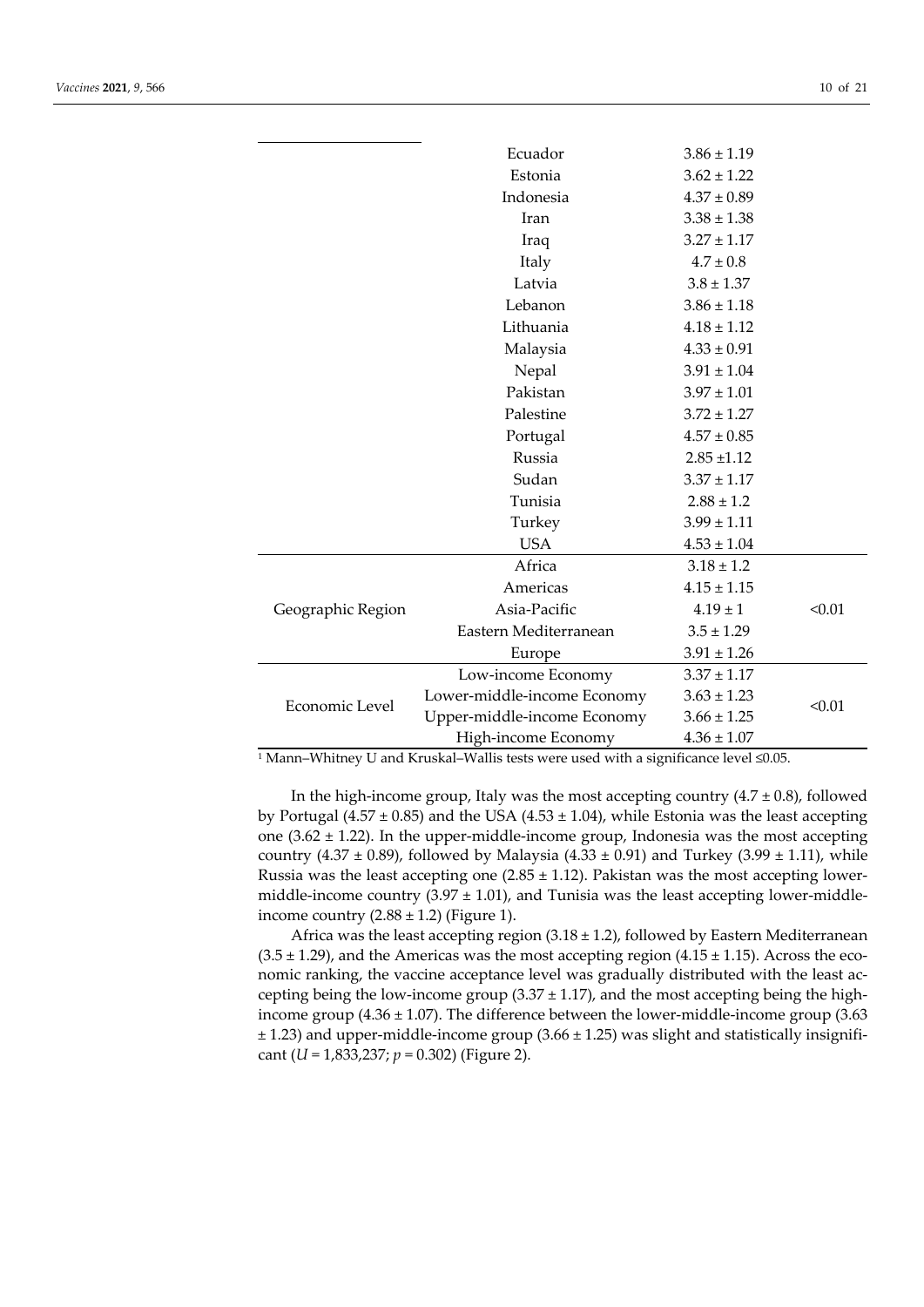| | | | |
|---|---|---|---|
| | Ecuador | 3.86 ± 1.19 | |
| | Estonia | 3.62 ± 1.22 | |
| | Indonesia | 4.37 ± 0.89 | |
| | Iran | 3.38 ± 1.38 | |
| | Iraq | 3.27 ± 1.17 | |
| | Italy | 4.7 ± 0.8 | |
| | Latvia | 3.8 ± 1.37 | |
| | Lebanon | 3.86 ± 1.18 | |
| | Lithuania | 4.18 ± 1.12 | |
| | Malaysia | 4.33 ± 0.91 | |
| | Nepal | 3.91 ± 1.04 | |
| | Pakistan | 3.97 ± 1.01 | |
| | Palestine | 3.72 ± 1.27 | |
| | Portugal | 4.57 ± 0.85 | |
| | Russia | 2.85 ±1.12 | |
| | Sudan | 3.37 ± 1.17 | |
| | Tunisia | 2.88 ± 1.2 | |
| | Turkey | 3.99 ± 1.11 | |
| | USA | 4.53 ± 1.04 | |
| Geographic Region | Africa | 3.18 ± 1.2 | <0.01 |
| | Americas | 4.15 ± 1.15 | |
| | Asia-Pacific | 4.19 ± 1 | |
| | Eastern Mediterranean | 3.5 ± 1.29 | |
| | Europe | 3.91 ± 1.26 | |
| Economic Level | Low-income Economy | 3.37 ± 1.17 | <0.01 |
| | Lower-middle-income Economy | 3.63 ± 1.23 | |
| | Upper-middle-income Economy | 3.66 ± 1.25 | |
| | High-income Economy | 4.36 ± 1.07 | |

[1] Mann–Whitney U and Kruskal–Wallis tests were used with a significance level ≤0.05.

In the high-income group, Italy was the most accepting country (4.7 ± 0.8), followed by Portugal (4.57 ± 0.85) and the USA (4.53 ± 1.04), while Estonia was the least accepting one (3.62 ± 1.22). In the upper-middle-income group, Indonesia was the most accepting country (4.37 ± 0.89), followed by Malaysia (4.33 ± 0.91) and Turkey (3.99 ± 1.11), while Russia was the least accepting one (2.85 ± 1.12). Pakistan was the most accepting lower-middle-income country (3.97 ± 1.01), and Tunisia was the least accepting lower-middle-income country (2.88 ± 1.2) (Figure 1).

Africa was the least accepting region (3.18 ± 1.2), followed by Eastern Mediterranean (3.5 ± 1.29), and the Americas was the most accepting region (4.15 ± 1.15). Across the economic ranking, the vaccine acceptance level was gradually distributed with the least accepting being the low-income group (3.37 ± 1.17), and the most accepting being the high-income group (4.36 ± 1.07). The difference between the lower-middle-income group (3.63 ± 1.23) and upper-middle-income group (3.66 ± 1.25) was slight and statistically insignificant ($U$ = 1,833,237; $p$ = 0.302) (Figure 2).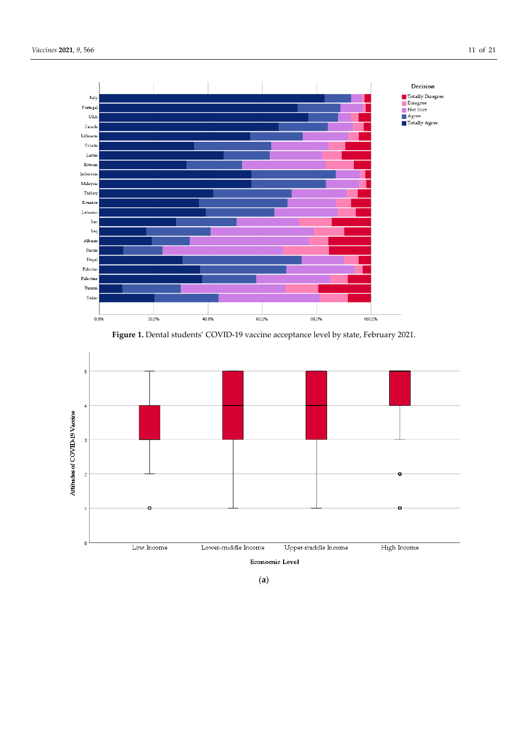**Figure 1.** Dental students' COVID-19 vaccine acceptance level by state, February 2021.

(**a**)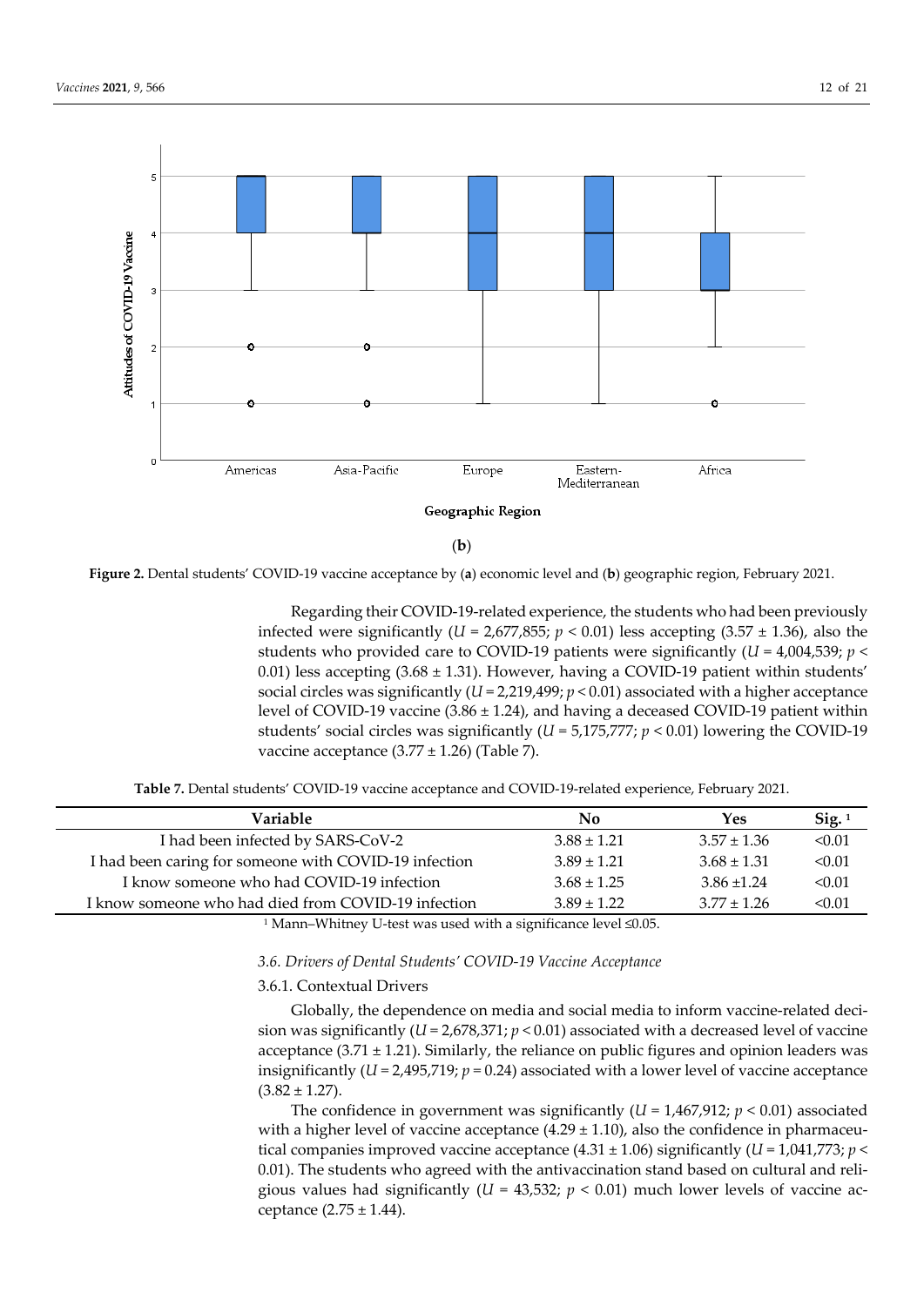(**b**)

**Figure 2.** Dental students' COVID-19 vaccine acceptance by (**a**) economic level and (**b**) geographic region, February 2021.

Regarding their COVID-19-related experience, the students who had been previously infected were significantly ($U$ = 2,677,855; $p < 0.01$) less accepting (3.57 ± 1.36), also the students who provided care to COVID-19 patients were significantly ($U$ = 4,004,539; $p < 0.01$) less accepting (3.68 ± 1.31). However, having a COVID-19 patient within students' social circles was significantly ($U$ = 2,219,499; $p < 0.01$) associated with a higher acceptance level of COVID-19 vaccine (3.86 ± 1.24), and having a deceased COVID-19 patient within students' social circles was significantly ($U$ = 5,175,777; $p < 0.01$) lowering the COVID-19 vaccine acceptance (3.77 ± 1.26) (Table 7).

**Table 7.** Dental students' COVID-19 vaccine acceptance and COVID-19-related experience, February 2021.

| Variable | No | Yes | Sig. [1] |
|---|---|---|---|
| I had been infected by SARS-CoV-2 | 3.88 ± 1.21 | 3.57 ± 1.36 | <0.01 |
| I had been caring for someone with COVID-19 infection | 3.89 ± 1.21 | 3.68 ± 1.31 | <0.01 |
| I know someone who had COVID-19 infection | 3.68 ± 1.25 | 3.86 ±1.24 | <0.01 |
| I know someone who had died from COVID-19 infection | 3.89 ± 1.22 | 3.77 ± 1.26 | <0.01 |

[1] Mann–Whitney U-test was used with a significance level ≤0.05.

### *3.6. Drivers of Dental Students' COVID-19 Vaccine Acceptance*

#### 3.6.1. Contextual Drivers

Globally, the dependence on media and social media to inform vaccine-related decision was significantly ($U$ = 2,678,371; $p < 0.01$) associated with a decreased level of vaccine acceptance (3.71 ± 1.21). Similarly, the reliance on public figures and opinion leaders was insignificantly ($U$ = 2,495,719; $p$ = 0.24) associated with a lower level of vaccine acceptance (3.82 ± 1.27).

The confidence in government was significantly ($U$ = 1,467,912; $p < 0.01$) associated with a higher level of vaccine acceptance (4.29 ± 1.10), also the confidence in pharmaceutical companies improved vaccine acceptance (4.31 ± 1.06) significantly ($U$ = 1,041,773; $p < 0.01$). The students who agreed with the antivaccination stand based on cultural and religious values had significantly ($U$ = 43,532; $p < 0.01$) much lower levels of vaccine acceptance (2.75 ± 1.44).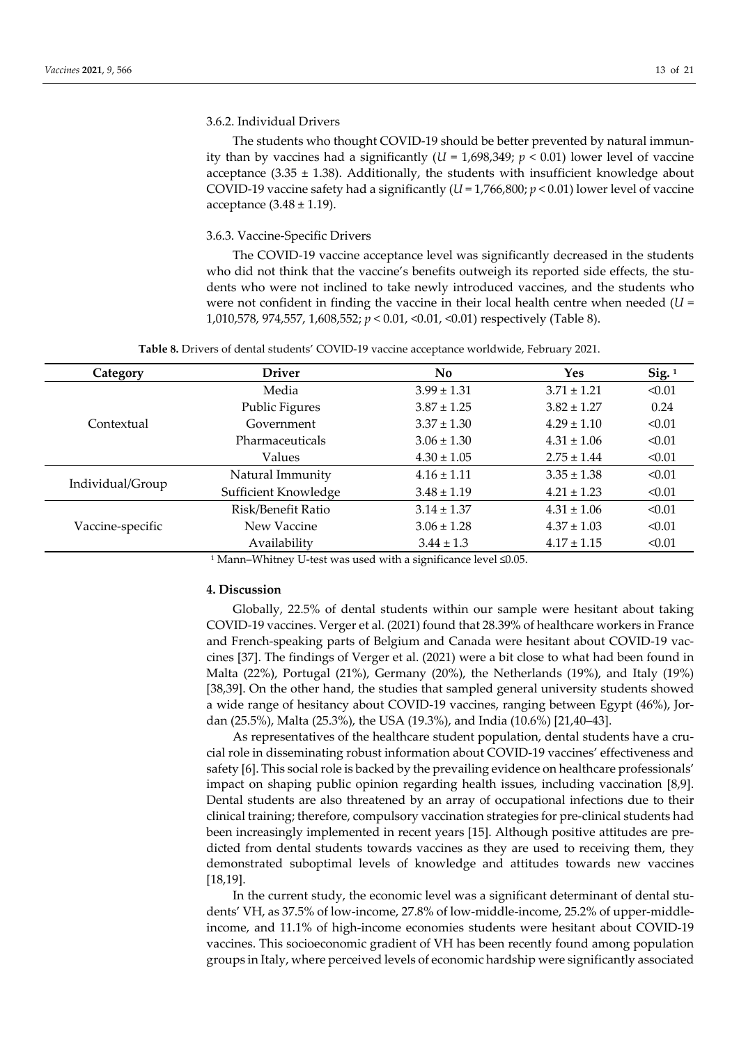### 3.6.2. Individual Drivers

The students who thought COVID-19 should be better prevented by natural immunity than by vaccines had a significantly ($U$ = 1,698,349; $p < 0.01$) lower level of vaccine acceptance (3.35 ± 1.38). Additionally, the students with insufficient knowledge about COVID-19 vaccine safety had a significantly ($U$ = 1,766,800; $p < 0.01$) lower level of vaccine acceptance (3.48 ± 1.19).

### 3.6.3. Vaccine-Specific Drivers

The COVID-19 vaccine acceptance level was significantly decreased in the students who did not think that the vaccine's benefits outweigh its reported side effects, the students who were not inclined to take newly introduced vaccines, and the students who were not confident in finding the vaccine in their local health centre when needed ($U$ = 1,010,578, 974,557, 1,608,552; $p < 0.01$, <0.01, <0.01) respectively (Table 8).

**Table 8.** Drivers of dental students' COVID-19 vaccine acceptance worldwide, February 2021.

| Category | Driver | No | Yes | Sig. [1] |
|---|---|---|---|---|
| Contextual | Media | 3.99 ± 1.31 | 3.71 ± 1.21 | <0.01 |
| | Public Figures | 3.87 ± 1.25 | 3.82 ± 1.27 | 0.24 |
| | Government | 3.37 ± 1.30 | 4.29 ± 1.10 | <0.01 |
| | Pharmaceuticals | 3.06 ± 1.30 | 4.31 ± 1.06 | <0.01 |
| | Values | 4.30 ± 1.05 | 2.75 ± 1.44 | <0.01 |
| Individual/Group | Natural Immunity | 4.16 ± 1.11 | 3.35 ± 1.38 | <0.01 |
| | Sufficient Knowledge | 3.48 ± 1.19 | 4.21 ± 1.23 | <0.01 |
| Vaccine-specific | Risk/Benefit Ratio | 3.14 ± 1.37 | 4.31 ± 1.06 | <0.01 |
| | New Vaccine | 3.06 ± 1.28 | 4.37 ± 1.03 | <0.01 |
| | Availability | 3.44 ± 1.3 | 4.17 ± 1.15 | <0.01 |

[1] Mann–Whitney U-test was used with a significance level ≤0.05.

## 4. Discussion

Globally, 22.5% of dental students within our sample were hesitant about taking COVID-19 vaccines. Verger et al. (2021) found that 28.39% of healthcare workers in France and French-speaking parts of Belgium and Canada were hesitant about COVID-19 vaccines [37]. The findings of Verger et al. (2021) were a bit close to what had been found in Malta (22%), Portugal (21%), Germany (20%), the Netherlands (19%), and Italy (19%) [38,39]. On the other hand, the studies that sampled general university students showed a wide range of hesitancy about COVID-19 vaccines, ranging between Egypt (46%), Jordan (25.5%), Malta (25.3%), the USA (19.3%), and India (10.6%) [21,40–43].

As representatives of the healthcare student population, dental students have a crucial role in disseminating robust information about COVID-19 vaccines' effectiveness and safety [6]. This social role is backed by the prevailing evidence on healthcare professionals' impact on shaping public opinion regarding health issues, including vaccination [8,9]. Dental students are also threatened by an array of occupational infections due to their clinical training; therefore, compulsory vaccination strategies for pre-clinical students had been increasingly implemented in recent years [15]. Although positive attitudes are predicted from dental students towards vaccines as they are used to receiving them, they demonstrated suboptimal levels of knowledge and attitudes towards new vaccines [18,19].

In the current study, the economic level was a significant determinant of dental students' VH, as 37.5% of low-income, 27.8% of low-middle-income, 25.2% of upper-middle-income, and 11.1% of high-income economies students were hesitant about COVID-19 vaccines. This socioeconomic gradient of VH has been recently found among population groups in Italy, where perceived levels of economic hardship were significantly associated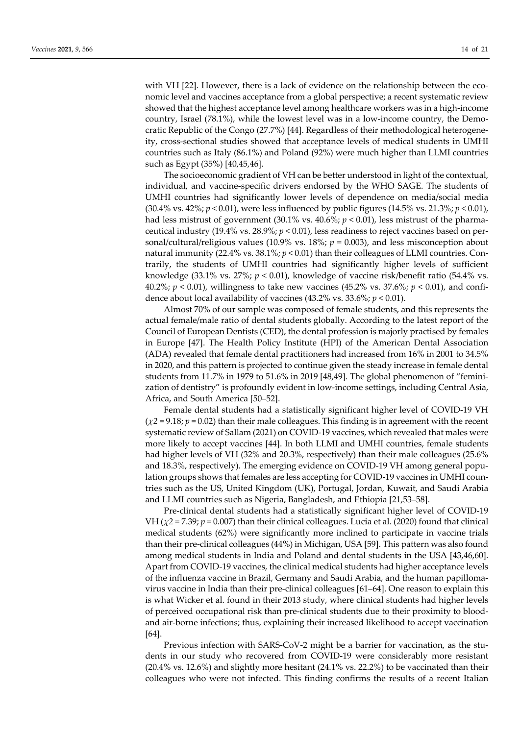with VH [22]. However, there is a lack of evidence on the relationship between the economic level and vaccines acceptance from a global perspective; a recent systematic review showed that the highest acceptance level among healthcare workers was in a high-income country, Israel (78.1%), while the lowest level was in a low-income country, the Democratic Republic of the Congo (27.7%) [44]. Regardless of their methodological heterogeneity, cross-sectional studies showed that acceptance levels of medical students in UMHI countries such as Italy (86.1%) and Poland (92%) were much higher than LLMI countries such as Egypt (35%) [40,45,46].

The socioeconomic gradient of VH can be better understood in light of the contextual, individual, and vaccine-specific drivers endorsed by the WHO SAGE. The students of UMHI countries had significantly lower levels of dependence on media/social media (30.4% vs. 42%; $p < 0.01$), were less influenced by public figures (14.5% vs. 21.3%; $p < 0.01$), had less mistrust of government (30.1% vs. 40.6%; $p < 0.01$), less mistrust of the pharmaceutical industry (19.4% vs. 28.9%; $p < 0.01$), less readiness to reject vaccines based on personal/cultural/religious values (10.9% vs. 18%; $p = 0.003$), and less misconception about natural immunity (22.4% vs. 38.1%; $p < 0.01$) than their colleagues of LLMI countries. Contrarily, the students of UMHI countries had significantly higher levels of sufficient knowledge (33.1% vs. 27%; $p < 0.01$), knowledge of vaccine risk/benefit ratio (54.4% vs. 40.2%; $p < 0.01$), willingness to take new vaccines (45.2% vs. 37.6%; $p < 0.01$), and confidence about local availability of vaccines (43.2% vs. 33.6%; $p < 0.01$).

Almost 70% of our sample was composed of female students, and this represents the actual female/male ratio of dental students globally. According to the latest report of the Council of European Dentists (CED), the dental profession is majorly practised by females in Europe [47]. The Health Policy Institute (HPI) of the American Dental Association (ADA) revealed that female dental practitioners had increased from 16% in 2001 to 34.5% in 2020, and this pattern is projected to continue given the steady increase in female dental students from 11.7% in 1979 to 51.6% in 2019 [48,49]. The global phenomenon of "feminization of dentistry" is profoundly evident in low-income settings, including Central Asia, Africa, and South America [50–52].

Female dental students had a statistically significant higher level of COVID-19 VH ($\chi 2 = 9.18$; $p = 0.02$) than their male colleagues. This finding is in agreement with the recent systematic review of Sallam (2021) on COVID-19 vaccines, which revealed that males were more likely to accept vaccines [44]. In both LLMI and UMHI countries, female students had higher levels of VH (32% and 20.3%, respectively) than their male colleagues (25.6% and 18.3%, respectively). The emerging evidence on COVID-19 VH among general population groups shows that females are less accepting for COVID-19 vaccines in UMHI countries such as the US, United Kingdom (UK), Portugal, Jordan, Kuwait, and Saudi Arabia and LLMI countries such as Nigeria, Bangladesh, and Ethiopia [21,53–58].

Pre-clinical dental students had a statistically significant higher level of COVID-19 VH ($\chi 2 = 7.39$; $p = 0.007$) than their clinical colleagues. Lucia et al. (2020) found that clinical medical students (62%) were significantly more inclined to participate in vaccine trials than their pre-clinical colleagues (44%) in Michigan, USA [59]. This pattern was also found among medical students in India and Poland and dental students in the USA [43,46,60]. Apart from COVID-19 vaccines, the clinical medical students had higher acceptance levels of the influenza vaccine in Brazil, Germany and Saudi Arabia, and the human papillomavirus vaccine in India than their pre-clinical colleagues [61–64]. One reason to explain this is what Wicker et al. found in their 2013 study, where clinical students had higher levels of perceived occupational risk than pre-clinical students due to their proximity to blood- and air-borne infections; thus, explaining their increased likelihood to accept vaccination [64].

Previous infection with SARS-CoV-2 might be a barrier for vaccination, as the students in our study who recovered from COVID-19 were considerably more resistant (20.4% vs. 12.6%) and slightly more hesitant (24.1% vs. 22.2%) to be vaccinated than their colleagues who were not infected. This finding confirms the results of a recent Italian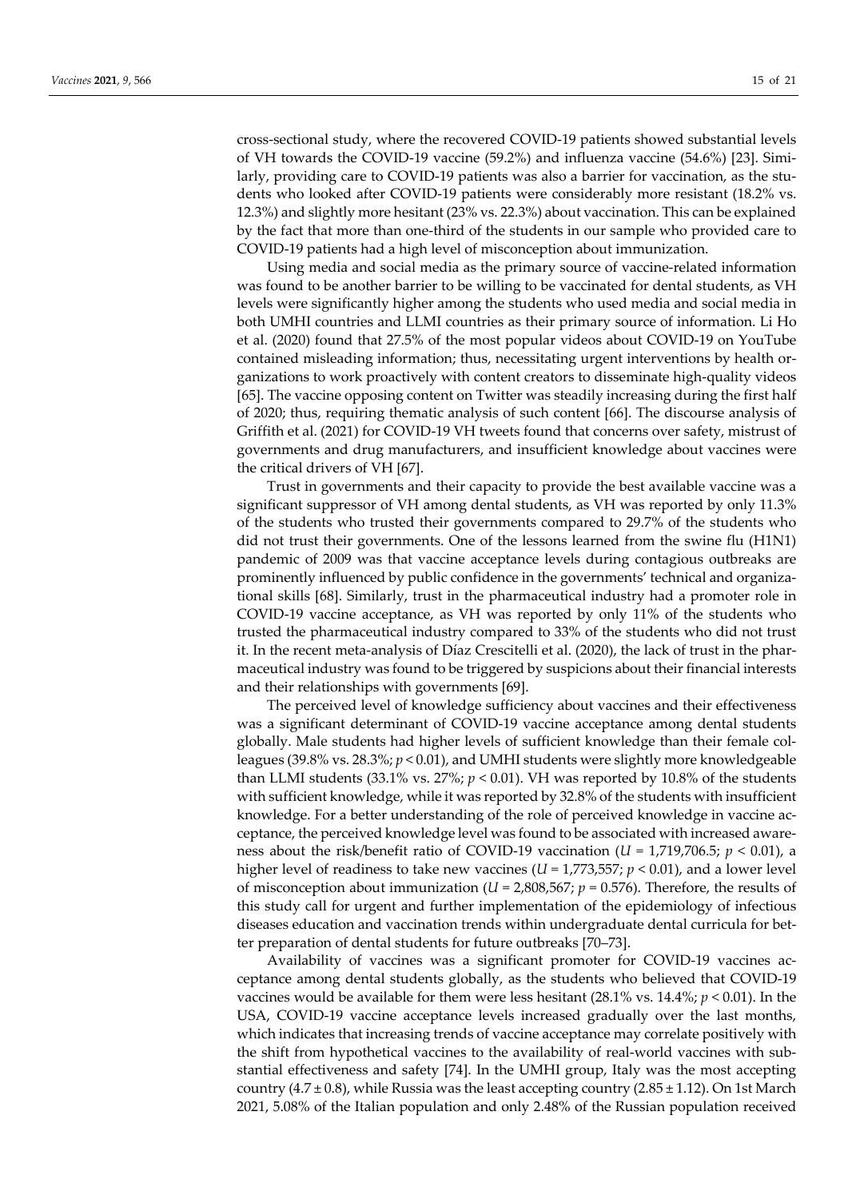cross-sectional study, where the recovered COVID-19 patients showed substantial levels of VH towards the COVID-19 vaccine (59.2%) and influenza vaccine (54.6%) [23]. Similarly, providing care to COVID-19 patients was also a barrier for vaccination, as the students who looked after COVID-19 patients were considerably more resistant (18.2% vs. 12.3%) and slightly more hesitant (23% vs. 22.3%) about vaccination. This can be explained by the fact that more than one-third of the students in our sample who provided care to COVID-19 patients had a high level of misconception about immunization.

Using media and social media as the primary source of vaccine-related information was found to be another barrier to be willing to be vaccinated for dental students, as VH levels were significantly higher among the students who used media and social media in both UMHI countries and LLMI countries as their primary source of information. Li Ho et al. (2020) found that 27.5% of the most popular videos about COVID-19 on YouTube contained misleading information; thus, necessitating urgent interventions by health organizations to work proactively with content creators to disseminate high-quality videos [65]. The vaccine opposing content on Twitter was steadily increasing during the first half of 2020; thus, requiring thematic analysis of such content [66]. The discourse analysis of Griffith et al. (2021) for COVID-19 VH tweets found that concerns over safety, mistrust of governments and drug manufacturers, and insufficient knowledge about vaccines were the critical drivers of VH [67].

Trust in governments and their capacity to provide the best available vaccine was a significant suppressor of VH among dental students, as VH was reported by only 11.3% of the students who trusted their governments compared to 29.7% of the students who did not trust their governments. One of the lessons learned from the swine flu (H1N1) pandemic of 2009 was that vaccine acceptance levels during contagious outbreaks are prominently influenced by public confidence in the governments' technical and organizational skills [68]. Similarly, trust in the pharmaceutical industry had a promoter role in COVID-19 vaccine acceptance, as VH was reported by only 11% of the students who trusted the pharmaceutical industry compared to 33% of the students who did not trust it. In the recent meta-analysis of Díaz Crescitelli et al. (2020), the lack of trust in the pharmaceutical industry was found to be triggered by suspicions about their financial interests and their relationships with governments [69].

The perceived level of knowledge sufficiency about vaccines and their effectiveness was a significant determinant of COVID-19 vaccine acceptance among dental students globally. Male students had higher levels of sufficient knowledge than their female colleagues (39.8% vs. 28.3%; $p < 0.01$), and UMHI students were slightly more knowledgeable than LLMI students (33.1% vs. 27%; $p < 0.01$). VH was reported by 10.8% of the students with sufficient knowledge, while it was reported by 32.8% of the students with insufficient knowledge. For a better understanding of the role of perceived knowledge in vaccine acceptance, the perceived knowledge level was found to be associated with increased awareness about the risk/benefit ratio of COVID-19 vaccination ($U$ = 1,719,706.5; $p < 0.01$), a higher level of readiness to take new vaccines ($U$ = 1,773,557; $p < 0.01$), and a lower level of misconception about immunization ($U$ = 2,808,567; $p$ = 0.576). Therefore, the results of this study call for urgent and further implementation of the epidemiology of infectious diseases education and vaccination trends within undergraduate dental curricula for better preparation of dental students for future outbreaks [70–73].

Availability of vaccines was a significant promoter for COVID-19 vaccines acceptance among dental students globally, as the students who believed that COVID-19 vaccines would be available for them were less hesitant (28.1% vs. 14.4%; $p < 0.01$). In the USA, COVID-19 vaccine acceptance levels increased gradually over the last months, which indicates that increasing trends of vaccine acceptance may correlate positively with the shift from hypothetical vaccines to the availability of real-world vaccines with substantial effectiveness and safety [74]. In the UMHI group, Italy was the most accepting country (4.7 ± 0.8), while Russia was the least accepting country (2.85 ± 1.12). On 1st March 2021, 5.08% of the Italian population and only 2.48% of the Russian population received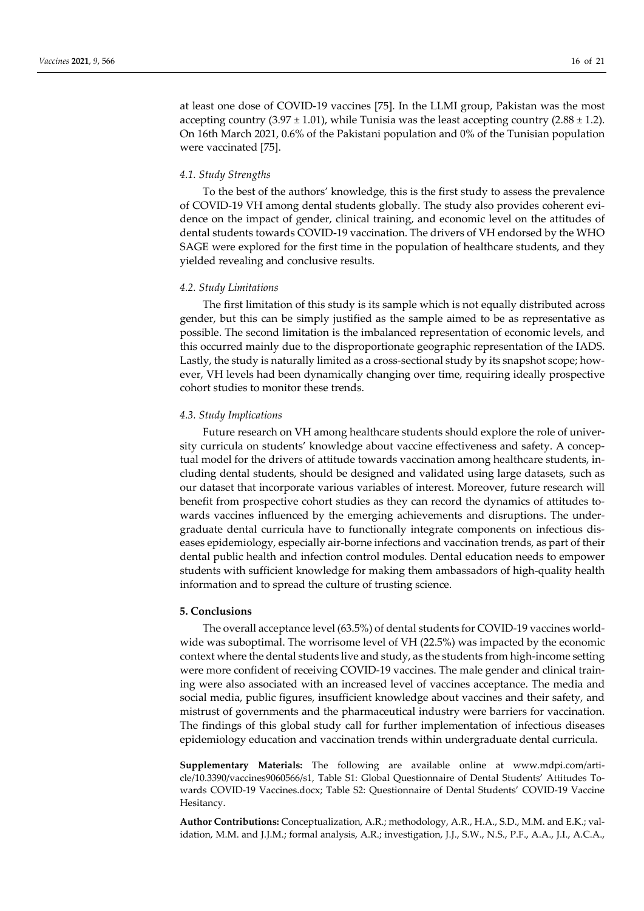at least one dose of COVID-19 vaccines [75]. In the LLMI group, Pakistan was the most accepting country ($3.97 \pm 1.01$), while Tunisia was the least accepting country ($2.88 \pm 1.2$). On 16th March 2021, 0.6% of the Pakistani population and 0% of the Tunisian population were vaccinated [75].

### *4.1. Study Strengths*

To the best of the authors' knowledge, this is the first study to assess the prevalence of COVID-19 VH among dental students globally. The study also provides coherent evidence on the impact of gender, clinical training, and economic level on the attitudes of dental students towards COVID-19 vaccination. The drivers of VH endorsed by the WHO SAGE were explored for the first time in the population of healthcare students, and they yielded revealing and conclusive results.

### *4.2. Study Limitations*

The first limitation of this study is its sample which is not equally distributed across gender, but this can be simply justified as the sample aimed to be as representative as possible. The second limitation is the imbalanced representation of economic levels, and this occurred mainly due to the disproportionate geographic representation of the IADS. Lastly, the study is naturally limited as a cross-sectional study by its snapshot scope; however, VH levels had been dynamically changing over time, requiring ideally prospective cohort studies to monitor these trends.

### *4.3. Study Implications*

Future research on VH among healthcare students should explore the role of university curricula on students' knowledge about vaccine effectiveness and safety. A conceptual model for the drivers of attitude towards vaccination among healthcare students, including dental students, should be designed and validated using large datasets, such as our dataset that incorporate various variables of interest. Moreover, future research will benefit from prospective cohort studies as they can record the dynamics of attitudes towards vaccines influenced by the emerging achievements and disruptions. The undergraduate dental curricula have to functionally integrate components on infectious diseases epidemiology, especially air-borne infections and vaccination trends, as part of their dental public health and infection control modules. Dental education needs to empower students with sufficient knowledge for making them ambassadors of high-quality health information and to spread the culture of trusting science.

## **5. Conclusions**

The overall acceptance level (63.5%) of dental students for COVID-19 vaccines worldwide was suboptimal. The worrisome level of VH (22.5%) was impacted by the economic context where the dental students live and study, as the students from high-income setting were more confident of receiving COVID-19 vaccines. The male gender and clinical training were also associated with an increased level of vaccines acceptance. The media and social media, public figures, insufficient knowledge about vaccines and their safety, and mistrust of governments and the pharmaceutical industry were barriers for vaccination. The findings of this global study call for further implementation of infectious diseases epidemiology education and vaccination trends within undergraduate dental curricula.

**Supplementary Materials:** The following are available online at www.mdpi.com/article/10.3390/vaccines9060566/s1, Table S1: Global Questionnaire of Dental Students' Attitudes Towards COVID-19 Vaccines.docx; Table S2: Questionnaire of Dental Students' COVID-19 Vaccine Hesitancy.

**Author Contributions:** Conceptualization, A.R.; methodology, A.R., H.A., S.D., M.M. and E.K.; validation, M.M. and J.J.M.; formal analysis, A.R.; investigation, J.J., S.W., N.S., P.F., A.A., J.I., A.C.A.,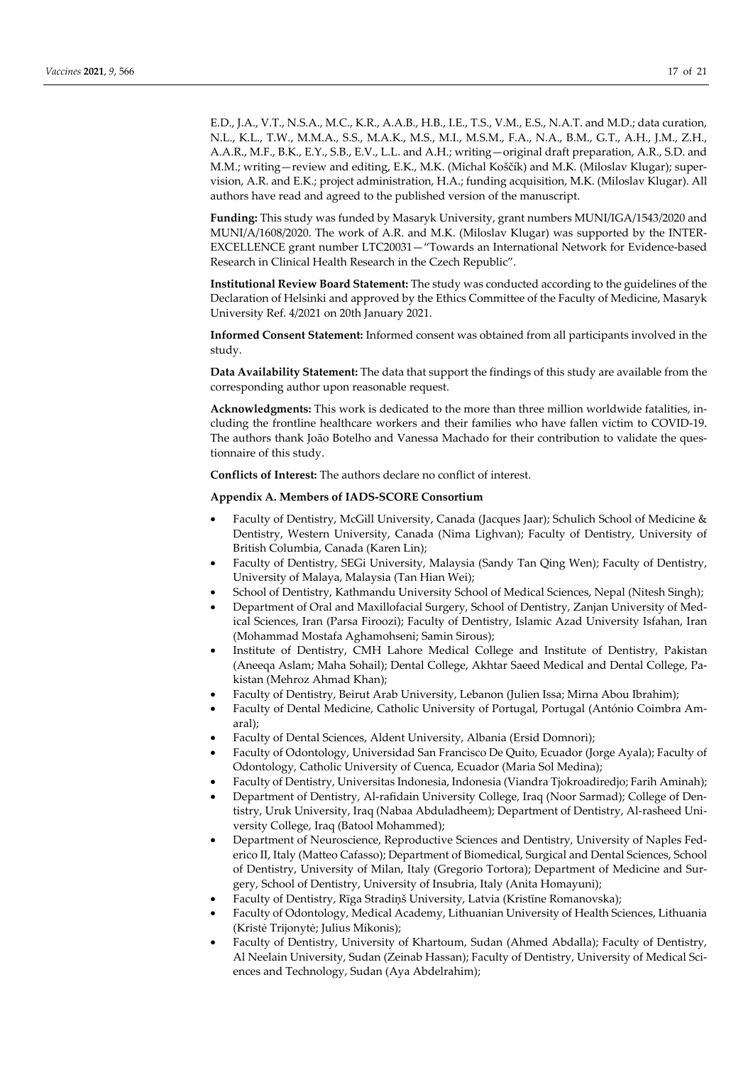E.D., J.A., V.T., N.S.A., M.C., K.R., A.A.B., H.B., I.E., T.S., V.M., E.S., N.A.T. and M.D.; data curation, N.L., K.L., T.W., M.M.A., S.S., M.A.K., M.S., M.I., M.S.M., F.A., N.A., B.M., G.T., A.H., J.M., Z.H., A.A.R., M.F., B.K., E.Y., S.B., E.V., L.L. and A.H.; writing—original draft preparation, A.R., S.D. and M.M.; writing—review and editing, E.K., M.K. (Michal Koščík) and M.K. (Miloslav Klugar); supervision, A.R. and E.K.; project administration, H.A.; funding acquisition, M.K. (Miloslav Klugar). All authors have read and agreed to the published version of the manuscript.

**Funding:** This study was funded by Masaryk University, grant numbers MUNI/IGA/1543/2020 and MUNI/A/1608/2020. The work of A.R. and M.K. (Miloslav Klugar) was supported by the INTER-EXCELLENCE grant number LTC20031—"Towards an International Network for Evidence-based Research in Clinical Health Research in the Czech Republic".

**Institutional Review Board Statement:** The study was conducted according to the guidelines of the Declaration of Helsinki and approved by the Ethics Committee of the Faculty of Medicine, Masaryk University Ref. 4/2021 on 20th January 2021.

**Informed Consent Statement:** Informed consent was obtained from all participants involved in the study.

**Data Availability Statement:** The data that support the findings of this study are available from the corresponding author upon reasonable request.

**Acknowledgments:** This work is dedicated to the more than three million worldwide fatalities, including the frontline healthcare workers and their families who have fallen victim to COVID-19. The authors thank João Botelho and Vanessa Machado for their contribution to validate the questionnaire of this study.

**Conflicts of Interest:** The authors declare no conflict of interest.

**Appendix A. Members of IADS-SCORE Consortium**

- Faculty of Dentistry, McGill University, Canada (Jacques Jaar); Schulich School of Medicine & Dentistry, Western University, Canada (Nima Lighvan); Faculty of Dentistry, University of British Columbia, Canada (Karen Lin);
- Faculty of Dentistry, SEGi University, Malaysia (Sandy Tan Qing Wen); Faculty of Dentistry, University of Malaya, Malaysia (Tan Hian Wei);
- School of Dentistry, Kathmandu University School of Medical Sciences, Nepal (Nitesh Singh);
- Department of Oral and Maxillofacial Surgery, School of Dentistry, Zanjan University of Medical Sciences, Iran (Parsa Firoozi); Faculty of Dentistry, Islamic Azad University Isfahan, Iran (Mohammad Mostafa Aghamohseni; Samin Sirous);
- Institute of Dentistry, CMH Lahore Medical College and Institute of Dentistry, Pakistan (Aneeqa Aslam; Maha Sohail); Dental College, Akhtar Saeed Medical and Dental College, Pakistan (Mehroz Ahmad Khan);
- Faculty of Dentistry, Beirut Arab University, Lebanon (Julien Issa; Mirna Abou Ibrahim);
- Faculty of Dental Medicine, Catholic University of Portugal, Portugal (António Coimbra Amaral);
- Faculty of Dental Sciences, Aldent University, Albania (Ersid Domnori);
- Faculty of Odontology, Universidad San Francisco De Quito, Ecuador (Jorge Ayala); Faculty of Odontology, Catholic University of Cuenca, Ecuador (Maria Sol Medina);
- Faculty of Dentistry, Universitas Indonesia, Indonesia (Viandra Tjokroadiredjo; Farih Aminah);
- Department of Dentistry, Al-rafidain University College, Iraq (Noor Sarmad); College of Dentistry, Uruk University, Iraq (Nabaa Abduladheem); Department of Dentistry, Al-rasheed University College, Iraq (Batool Mohammed);
- Department of Neuroscience, Reproductive Sciences and Dentistry, University of Naples Federico II, Italy (Matteo Cafasso); Department of Biomedical, Surgical and Dental Sciences, School of Dentistry, University of Milan, Italy (Gregorio Tortora); Department of Medicine and Surgery, School of Dentistry, University of Insubria, Italy (Anita Homayuni);
- Faculty of Dentistry, Rīga Stradiņš University, Latvia (Kristīne Romanovska);
- Faculty of Odontology, Medical Academy, Lithuanian University of Health Sciences, Lithuania (Kristė Trijonytė; Julius Mikonis);
- Faculty of Dentistry, University of Khartoum, Sudan (Ahmed Abdalla); Faculty of Dentistry, Al Neelain University, Sudan (Zeinab Hassan); Faculty of Dentistry, University of Medical Sciences and Technology, Sudan (Aya Abdelrahim);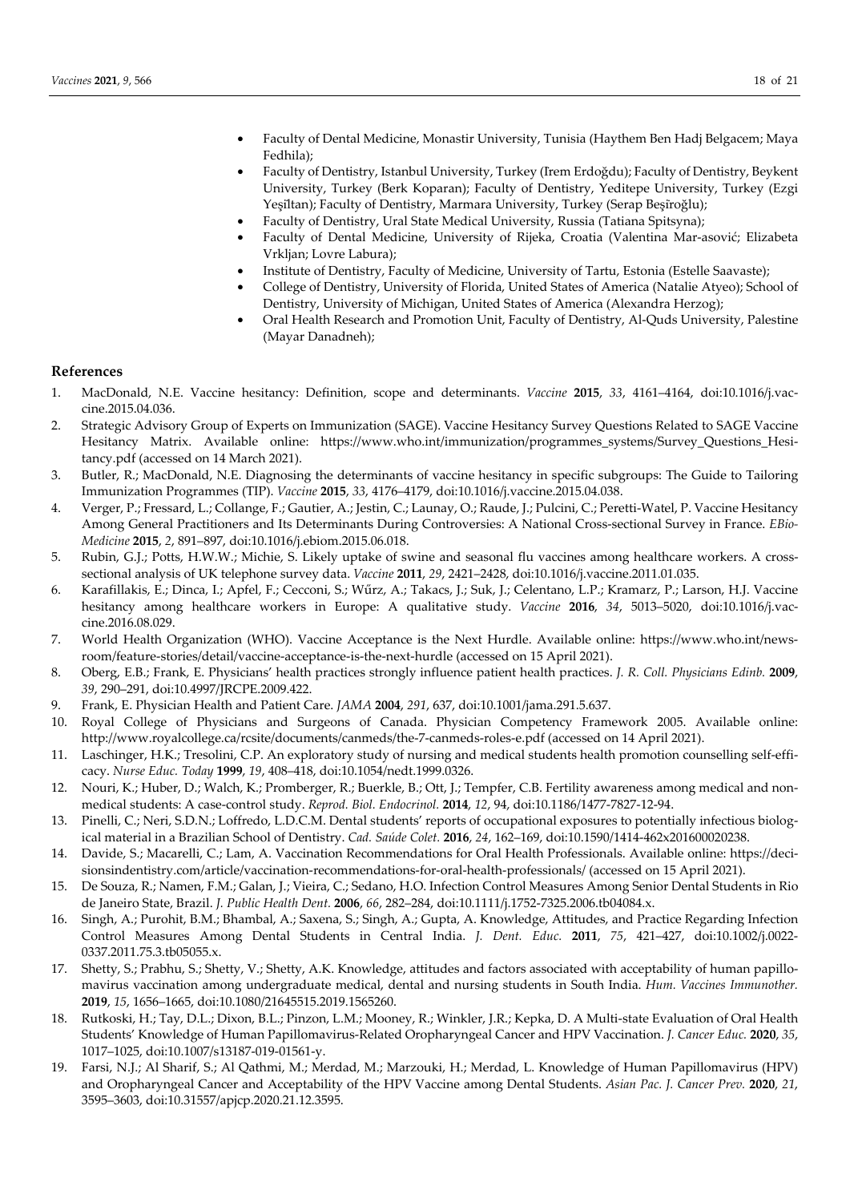- Faculty of Dental Medicine, Monastir University, Tunisia (Haythem Ben Hadj Belgacem; Maya Fedhila);
- Faculty of Dentistry, Istanbul University, Turkey (Irem Erdoğdu); Faculty of Dentistry, Beykent University, Turkey (Berk Koparan); Faculty of Dentistry, Yeditepe University, Turkey (Ezgi Yeşiltan); Faculty of Dentistry, Marmara University, Turkey (Serap Beşiroğlu);
- Faculty of Dentistry, Ural State Medical University, Russia (Tatiana Spitsyna);
- Faculty of Dental Medicine, University of Rijeka, Croatia (Valentina Mar-asović; Elizabeta Vrkljan; Lovre Labura);
- Institute of Dentistry, Faculty of Medicine, University of Tartu, Estonia (Estelle Saavaste);
- College of Dentistry, University of Florida, United States of America (Natalie Atyeo); School of Dentistry, University of Michigan, United States of America (Alexandra Herzog);
- Oral Health Research and Promotion Unit, Faculty of Dentistry, Al-Quds University, Palestine (Mayar Danadneh);

## References

1. MacDonald, N.E. Vaccine hesitancy: Definition, scope and determinants. *Vaccine* **2015**, *33*, 4161–4164, doi:10.1016/j.vaccine.2015.04.036.
2. Strategic Advisory Group of Experts on Immunization (SAGE). Vaccine Hesitancy Survey Questions Related to SAGE Vaccine Hesitancy Matrix. Available online: https://www.who.int/immunization/programmes_systems/Survey_Questions_Hesitancy.pdf (accessed on 14 March 2021).
3. Butler, R.; MacDonald, N.E. Diagnosing the determinants of vaccine hesitancy in specific subgroups: The Guide to Tailoring Immunization Programmes (TIP). *Vaccine* **2015**, *33*, 4176–4179, doi:10.1016/j.vaccine.2015.04.038.
4. Verger, P.; Fressard, L.; Collange, F.; Gautier, A.; Jestin, C.; Launay, O.; Raude, J.; Pulcini, C.; Peretti-Watel, P. Vaccine Hesitancy Among General Practitioners and Its Determinants During Controversies: A National Cross-sectional Survey in France. *EBio-Medicine* **2015**, *2*, 891–897, doi:10.1016/j.ebiom.2015.06.018.
5. Rubin, G.J.; Potts, H.W.W.; Michie, S. Likely uptake of swine and seasonal flu vaccines among healthcare workers. A cross-sectional analysis of UK telephone survey data. *Vaccine* **2011**, *29*, 2421–2428, doi:10.1016/j.vaccine.2011.01.035.
6. Karafillakis, E.; Dinca, I.; Apfel, F.; Cecconi, S.; Wűrz, A.; Takacs, J.; Suk, J.; Celentano, L.P.; Kramarz, P.; Larson, H.J. Vaccine hesitancy among healthcare workers in Europe: A qualitative study. *Vaccine* **2016**, *34*, 5013–5020, doi:10.1016/j.vaccine.2016.08.029.
7. World Health Organization (WHO). Vaccine Acceptance is the Next Hurdle. Available online: https://www.who.int/news-room/feature-stories/detail/vaccine-acceptance-is-the-next-hurdle (accessed on 15 April 2021).
8. Oberg, E.B.; Frank, E. Physicians' health practices strongly influence patient health practices. *J. R. Coll. Physicians Edinb.* **2009**, *39*, 290–291, doi:10.4997/JRCPE.2009.422.
9. Frank, E. Physician Health and Patient Care. *JAMA* **2004**, *291*, 637, doi:10.1001/jama.291.5.637.
10. Royal College of Physicians and Surgeons of Canada. Physician Competency Framework 2005. Available online: http://www.royalcollege.ca/rcsite/documents/canmeds/the-7-canmeds-roles-e.pdf (accessed on 14 April 2021).
11. Laschinger, H.K.; Tresolini, C.P. An exploratory study of nursing and medical students health promotion counselling self-efficacy. *Nurse Educ. Today* **1999**, *19*, 408–418, doi:10.1054/nedt.1999.0326.
12. Nouri, K.; Huber, D.; Walch, K.; Promberger, R.; Buerkle, B.; Ott, J.; Tempfer, C.B. Fertility awareness among medical and non-medical students: A case-control study. *Reprod. Biol. Endocrinol.* **2014**, *12*, 94, doi:10.1186/1477-7827-12-94.
13. Pinelli, C.; Neri, S.D.N.; Loffredo, L.D.C.M. Dental students' reports of occupational exposures to potentially infectious biological material in a Brazilian School of Dentistry. *Cad. Saúde Colet.* **2016**, *24*, 162–169, doi:10.1590/1414-462x201600020238.
14. Davide, S.; Macarelli, C.; Lam, A. Vaccination Recommendations for Oral Health Professionals. Available online: https://decisionsindentistry.com/article/vaccination-recommendations-for-oral-health-professionals/ (accessed on 15 April 2021).
15. De Souza, R.; Namen, F.M.; Galan, J.; Vieira, C.; Sedano, H.O. Infection Control Measures Among Senior Dental Students in Rio de Janeiro State, Brazil. *J. Public Health Dent.* **2006**, *66*, 282–284, doi:10.1111/j.1752-7325.2006.tb04084.x.
16. Singh, A.; Purohit, B.M.; Bhambal, A.; Saxena, S.; Singh, A.; Gupta, A. Knowledge, Attitudes, and Practice Regarding Infection Control Measures Among Dental Students in Central India. *J. Dent. Educ.* **2011**, *75*, 421–427, doi:10.1002/j.0022-0337.2011.75.3.tb05055.x.
17. Shetty, S.; Prabhu, S.; Shetty, V.; Shetty, A.K. Knowledge, attitudes and factors associated with acceptability of human papillomavirus vaccination among undergraduate medical, dental and nursing students in South India. *Hum. Vaccines Immunother.* **2019**, *15*, 1656–1665, doi:10.1080/21645515.2019.1565260.
18. Rutkoski, H.; Tay, D.L.; Dixon, B.L.; Pinzon, L.M.; Mooney, R.; Winkler, J.R.; Kepka, D. A Multi-state Evaluation of Oral Health Students' Knowledge of Human Papillomavirus-Related Oropharyngeal Cancer and HPV Vaccination. *J. Cancer Educ.* **2020**, *35*, 1017–1025, doi:10.1007/s13187-019-01561-y.
19. Farsi, N.J.; Al Sharif, S.; Al Qathmi, M.; Merdad, M.; Marzouki, H.; Merdad, L. Knowledge of Human Papillomavirus (HPV) and Oropharyngeal Cancer and Acceptability of the HPV Vaccine among Dental Students. *Asian Pac. J. Cancer Prev.* **2020**, *21*, 3595–3603, doi:10.31557/apjcp.2020.21.12.3595.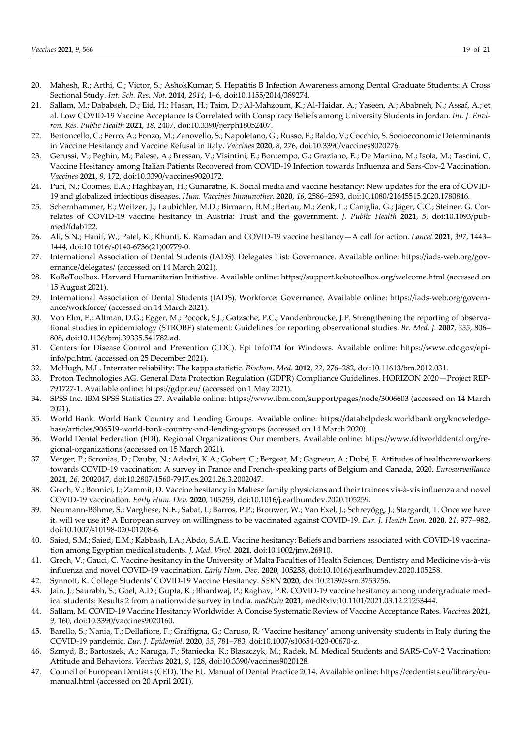20. Mahesh, R.; Arthi, C.; Victor, S.; AshokKumar, S. Hepatitis B Infection Awareness among Dental Graduate Students: A Cross Sectional Study. *Int. Sch. Res. Not.* **2014**, *2014*, 1–6, doi:10.1155/2014/389274.
21. Sallam, M.; Dababseh, D.; Eid, H.; Hasan, H.; Taim, D.; Al-Mahzoum, K.; Al-Haidar, A.; Yaseen, A.; Ababneh, N.; Assaf, A.; et al. Low COVID-19 Vaccine Acceptance Is Correlated with Conspiracy Beliefs among University Students in Jordan. *Int. J. Environ. Res. Public Health* **2021**, *18*, 2407, doi:10.3390/ijerph18052407.
22. Bertoncello, C.; Ferro, A.; Fonzo, M.; Zanovello, S.; Napoletano, G.; Russo, F.; Baldo, V.; Cocchio, S. Socioeconomic Determinants in Vaccine Hesitancy and Vaccine Refusal in Italy. *Vaccines* **2020**, *8*, 276, doi:10.3390/vaccines8020276.
23. Gerussi, V.; Peghin, M.; Palese, A.; Bressan, V.; Visintini, E.; Bontempo, G.; Graziano, E.; De Martino, M.; Isola, M.; Tascini, C. Vaccine Hesitancy among Italian Patients Recovered from COVID-19 Infection towards Influenza and Sars-Cov-2 Vaccination. *Vaccines* **2021**, *9*, 172, doi:10.3390/vaccines9020172.
24. Puri, N.; Coomes, E.A.; Haghbayan, H.; Gunaratne, K. Social media and vaccine hesitancy: New updates for the era of COVID-19 and globalized infectious diseases. *Hum. Vaccines Immunother.* **2020**, *16*, 2586–2593, doi:10.1080/21645515.2020.1780846.
25. Schernhammer, E.; Weitzer, J.; Laubichler, M.D.; Birmann, B.M.; Bertau, M.; Zenk, L.; Caniglia, G.; Jäger, C.C.; Steiner, G. Correlates of COVID-19 vaccine hesitancy in Austria: Trust and the government. *J. Public Health* **2021**, *5*, doi:10.1093/pubmed/fdab122.
26. Ali, S.N.; Hanif, W.; Patel, K.; Khunti, K. Ramadan and COVID-19 vaccine hesitancy—A call for action. *Lancet* **2021**, *397*, 1443–1444, doi:10.1016/s0140-6736(21)00779-0.
27. International Association of Dental Students (IADS). Delegates List: Governance. Available online: https://iads-web.org/governance/delegates/ (accessed on 14 March 2021).
28. KoBoToolbox. Harvard Humanitarian Initiative. Available online: https://support.kobotoolbox.org/welcome.html (accessed on 15 August 2021).
29. International Association of Dental Students (IADS). Workforce: Governance. Available online: https://iads-web.org/governance/workforce/ (accessed on 14 March 2021).
30. Von Elm, E.; Altman, D.G.; Egger, M.; Pocock, S.J.; Gøtzsche, P.C.; Vandenbroucke, J.P. Strengthening the reporting of observational studies in epidemiology (STROBE) statement: Guidelines for reporting observational studies. *Br. Med. J.* **2007**, *335*, 806–808, doi:10.1136/bmj.39335.541782.ad.
31. Centers for Disease Control and Prevention (CDC). Epi InfoTM for Windows. Available online: https://www.cdc.gov/epiinfo/pc.html (accessed on 25 December 2021).
32. McHugh, M.L. Interrater reliability: The kappa statistic. *Biochem. Med.* **2012**, *22*, 276–282, doi:10.11613/bm.2012.031.
33. Proton Technologies AG. General Data Protection Regulation (GDPR) Compliance Guidelines. HORIZON 2020—Project REP-791727-1. Available online: https://gdpr.eu/ (accessed on 1 May 2021).
34. SPSS Inc. IBM SPSS Statistics 27. Available online: https://www.ibm.com/support/pages/node/3006603 (accessed on 14 March 2021).
35. World Bank. World Bank Country and Lending Groups. Available online: https://datahelpdesk.worldbank.org/knowledgebase/articles/906519-world-bank-country-and-lending-groups (accessed on 14 March 2020).
36. World Dental Federation (FDI). Regional Organizations: Our members. Available online: https://www.fdiworlddental.org/regional-organizations (accessed on 15 March 2021).
37. Verger, P.; Scronias, D.; Dauby, N.; Adedzi, K.A.; Gobert, C.; Bergeat, M.; Gagneur, A.; Dubé, E. Attitudes of healthcare workers towards COVID-19 vaccination: A survey in France and French-speaking parts of Belgium and Canada, 2020. *Eurosurveillance* **2021**, *26*, 2002047, doi:10.2807/1560-7917.es.2021.26.3.2002047.
38. Grech, V.; Bonnici, J.; Zammit, D. Vaccine hesitancy in Maltese family physicians and their trainees vis-à-vis influenza and novel COVID-19 vaccination. *Early Hum. Dev.* **2020**, 105259, doi:10.1016/j.earlhumdev.2020.105259.
39. Neumann-Böhme, S.; Varghese, N.E.; Sabat, I.; Barros, P.P.; Brouwer, W.; Van Exel, J.; Schreyögg, J.; Stargardt, T. Once we have it, will we use it? A European survey on willingness to be vaccinated against COVID-19. *Eur. J. Health Econ.* **2020**, *21*, 977–982, doi:10.1007/s10198-020-01208-6.
40. Saied, S.M.; Saied, E.M.; Kabbash, I.A.; Abdo, S.A.E. Vaccine hesitancy: Beliefs and barriers associated with COVID-19 vaccination among Egyptian medical students. *J. Med. Virol.* **2021**, doi:10.1002/jmv.26910.
41. Grech, V.; Gauci, C. Vaccine hesitancy in the University of Malta Faculties of Health Sciences, Dentistry and Medicine vis-à-vis influenza and novel COVID-19 vaccination. *Early Hum. Dev.* **2020**, 105258, doi:10.1016/j.earlhumdev.2020.105258.
42. Synnott, K. College Students' COVID-19 Vaccine Hesitancy. *SSRN* **2020**, doi:10.2139/ssrn.3753756.
43. Jain, J.; Saurabh, S.; Goel, A.D.; Gupta, K.; Bhardwaj, P.; Raghav, P.R. COVID-19 vaccine hesitancy among undergraduate medical students: Results 2 from a nationwide survey in India. *medRxiv* **2021**, medRxiv:10.1101/2021.03.12.21253444.
44. Sallam, M. COVID-19 Vaccine Hesitancy Worldwide: A Concise Systematic Review of Vaccine Acceptance Rates. *Vaccines* **2021**, *9*, 160, doi:10.3390/vaccines9020160.
45. Barello, S.; Nania, T.; Dellafiore, F.; Graffigna, G.; Caruso, R. 'Vaccine hesitancy' among university students in Italy during the COVID-19 pandemic. *Eur. J. Epidemiol.* **2020**, *35*, 781–783, doi:10.1007/s10654-020-00670-z.
46. Szmyd, B.; Bartoszek, A.; Karuga, F.; Staniecka, K.; Błaszczyk, M.; Radek, M. Medical Students and SARS-CoV-2 Vaccination: Attitude and Behaviors. *Vaccines* **2021**, *9*, 128, doi:10.3390/vaccines9020128.
47. Council of European Dentists (CED). The EU Manual of Dental Practice 2014. Available online: https://cedentists.eu/library/eu-manual.html (accessed on 20 April 2021).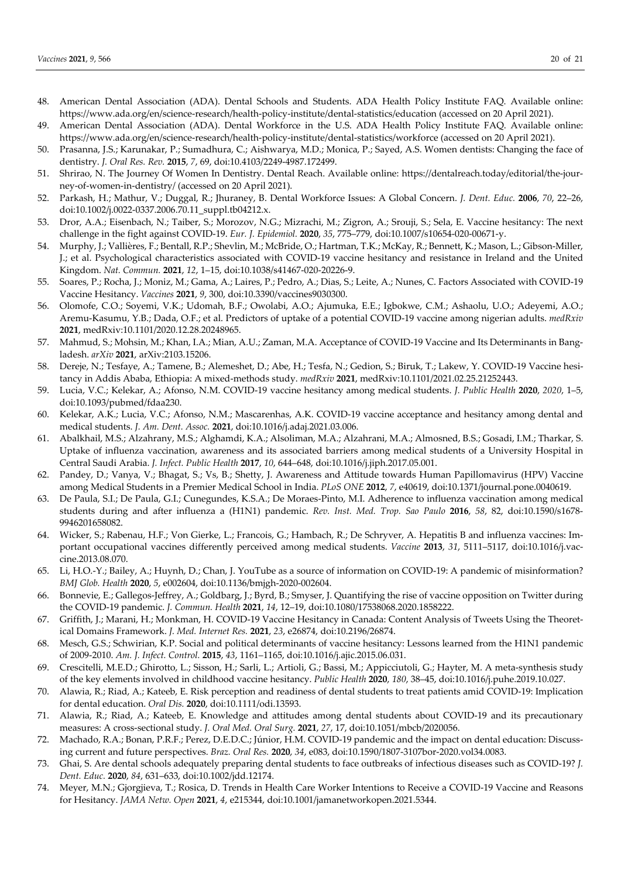48. American Dental Association (ADA). Dental Schools and Students. ADA Health Policy Institute FAQ. Available online: https://www.ada.org/en/science-research/health-policy-institute/dental-statistics/education (accessed on 20 April 2021).
49. American Dental Association (ADA). Dental Workforce in the U.S. ADA Health Policy Institute FAQ. Available online: https://www.ada.org/en/science-research/health-policy-institute/dental-statistics/workforce (accessed on 20 April 2021).
50. Prasanna, J.S.; Karunakar, P.; Sumadhura, C.; Aishwarya, M.D.; Monica, P.; Sayed, A.S. Women dentists: Changing the face of dentistry. *J. Oral Res. Rev.* **2015**, *7*, 69, doi:10.4103/2249-4987.172499.
51. Shrirao, N. The Journey Of Women In Dentistry. Dental Reach. Available online: https://dentalreach.today/editorial/the-journey-of-women-in-dentistry/ (accessed on 20 April 2021).
52. Parkash, H.; Mathur, V.; Duggal, R.; Jhuraney, B. Dental Workforce Issues: A Global Concern. *J. Dent. Educ.* **2006**, *70*, 22–26, doi:10.1002/j.0022-0337.2006.70.11_suppl.tb04212.x.
53. Dror, A.A.; Eisenbach, N.; Taiber, S.; Morozov, N.G.; Mizrachi, M.; Zigron, A.; Srouji, S.; Sela, E. Vaccine hesitancy: The next challenge in the fight against COVID-19. *Eur. J. Epidemiol.* **2020**, *35*, 775–779, doi:10.1007/s10654-020-00671-y.
54. Murphy, J.; Vallières, F.; Bentall, R.P.; Shevlin, M.; McBride, O.; Hartman, T.K.; McKay, R.; Bennett, K.; Mason, L.; Gibson-Miller, J.; et al. Psychological characteristics associated with COVID-19 vaccine hesitancy and resistance in Ireland and the United Kingdom. *Nat. Commun.* **2021**, *12*, 1–15, doi:10.1038/s41467-020-20226-9.
55. Soares, P.; Rocha, J.; Moniz, M.; Gama, A.; Laires, P.; Pedro, A.; Dias, S.; Leite, A.; Nunes, C. Factors Associated with COVID-19 Vaccine Hesitancy. *Vaccines* **2021**, *9*, 300, doi:10.3390/vaccines9030300.
56. Olomofe, C.O.; Soyemi, V.K.; Udomah, B.F.; Owolabi, A.O.; Ajumuka, E.E.; Igbokwe, C.M.; Ashaolu, U.O.; Adeyemi, A.O.; Aremu-Kasumu, Y.B.; Dada, O.F.; et al. Predictors of uptake of a potential COVID-19 vaccine among nigerian adults. *medRxiv* **2021**, medRxiv:10.1101/2020.12.28.20248965.
57. Mahmud, S.; Mohsin, M.; Khan, I.A.; Mian, A.U.; Zaman, M.A. Acceptance of COVID-19 Vaccine and Its Determinants in Bangladesh. *arXiv* **2021**, arXiv:2103.15206.
58. Dereje, N.; Tesfaye, A.; Tamene, B.; Alemeshet, D.; Abe, H.; Tesfa, N.; Gedion, S.; Biruk, T.; Lakew, Y. COVID-19 Vaccine hesitancy in Addis Ababa, Ethiopia: A mixed-methods study. *medRxiv* **2021**, medRxiv:10.1101/2021.02.25.21252443.
59. Lucia, V.C.; Kelekar, A.; Afonso, N.M. COVID-19 vaccine hesitancy among medical students. *J. Public Health* **2020**, *2020*, 1–5, doi:10.1093/pubmed/fdaa230.
60. Kelekar, A.K.; Lucia, V.C.; Afonso, N.M.; Mascarenhas, A.K. COVID-19 vaccine acceptance and hesitancy among dental and medical students. *J. Am. Dent. Assoc.* **2021**, doi:10.1016/j.adaj.2021.03.006.
61. Abalkhail, M.S.; Alzahrany, M.S.; Alghamdi, K.A.; Alsoliman, M.A.; Alzahrani, M.A.; Almosned, B.S.; Gosadi, I.M.; Tharkar, S. Uptake of influenza vaccination, awareness and its associated barriers among medical students of a University Hospital in Central Saudi Arabia. *J. Infect. Public Health* **2017**, *10*, 644–648, doi:10.1016/j.jiph.2017.05.001.
62. Pandey, D.; Vanya, V.; Bhagat, S.; Vs, B.; Shetty, J. Awareness and Attitude towards Human Papillomavirus (HPV) Vaccine among Medical Students in a Premier Medical School in India. *PLoS ONE* **2012**, *7*, e40619, doi:10.1371/journal.pone.0040619.
63. De Paula, S.I.; De Paula, G.I.; Cunegundes, K.S.A.; De Moraes-Pinto, M.I. Adherence to influenza vaccination among medical students during and after influenza a (H1N1) pandemic. *Rev. Inst. Med. Trop. Sao Paulo* **2016**, *58*, 82, doi:10.1590/s1678-9946201658082.
64. Wicker, S.; Rabenau, H.F.; Von Gierke, L.; Francois, G.; Hambach, R.; De Schryver, A. Hepatitis B and influenza vaccines: Important occupational vaccines differently perceived among medical students. *Vaccine* **2013**, *31*, 5111–5117, doi:10.1016/j.vaccine.2013.08.070.
65. Li, H.O.-Y.; Bailey, A.; Huynh, D.; Chan, J. YouTube as a source of information on COVID-19: A pandemic of misinformation? *BMJ Glob. Health* **2020**, *5*, e002604, doi:10.1136/bmjgh-2020-002604.
66. Bonnevie, E.; Gallegos-Jeffrey, A.; Goldbarg, J.; Byrd, B.; Smyser, J. Quantifying the rise of vaccine opposition on Twitter during the COVID-19 pandemic. *J. Commun. Health* **2021**, *14*, 12–19, doi:10.1080/17538068.2020.1858222.
67. Griffith, J.; Marani, H.; Monkman, H. COVID-19 Vaccine Hesitancy in Canada: Content Analysis of Tweets Using the Theoretical Domains Framework. *J. Med. Internet Res.* **2021**, *23*, e26874, doi:10.2196/26874.
68. Mesch, G.S.; Schwirian, K.P. Social and political determinants of vaccine hesitancy: Lessons learned from the H1N1 pandemic of 2009-2010. *Am. J. Infect. Control.* **2015**, *43*, 1161–1165, doi:10.1016/j.ajic.2015.06.031.
69. Crescitelli, M.E.D.; Ghirotto, L.; Sisson, H.; Sarli, L.; Artioli, G.; Bassi, M.; Appicciutoli, G.; Hayter, M. A meta-synthesis study of the key elements involved in childhood vaccine hesitancy. *Public Health* **2020**, *180*, 38–45, doi:10.1016/j.puhe.2019.10.027.
70. Alawia, R.; Riad, A.; Kateeb, E. Risk perception and readiness of dental students to treat patients amid COVID-19: Implication for dental education. *Oral Dis.* **2020**, doi:10.1111/odi.13593.
71. Alawia, R.; Riad, A.; Kateeb, E. Knowledge and attitudes among dental students about COVID-19 and its precautionary measures: A cross-sectional study. *J. Oral Med. Oral Surg.* **2021**, *27*, 17, doi:10.1051/mbcb/2020056.
72. Machado, R.A.; Bonan, P.R.F.; Perez, D.E.D.C.; Júnior, H.M. COVID-19 pandemic and the impact on dental education: Discussing current and future perspectives. *Braz. Oral Res.* **2020**, *34*, e083, doi:10.1590/1807-3107bor-2020.vol34.0083.
73. Ghai, S. Are dental schools adequately preparing dental students to face outbreaks of infectious diseases such as COVID-19? *J. Dent. Educ.* **2020**, *84*, 631–633, doi:10.1002/jdd.12174.
74. Meyer, M.N.; Gjorgjieva, T.; Rosica, D. Trends in Health Care Worker Intentions to Receive a COVID-19 Vaccine and Reasons for Hesitancy. *JAMA Netw. Open* **2021**, *4*, e215344, doi:10.1001/jamanetworkopen.2021.5344.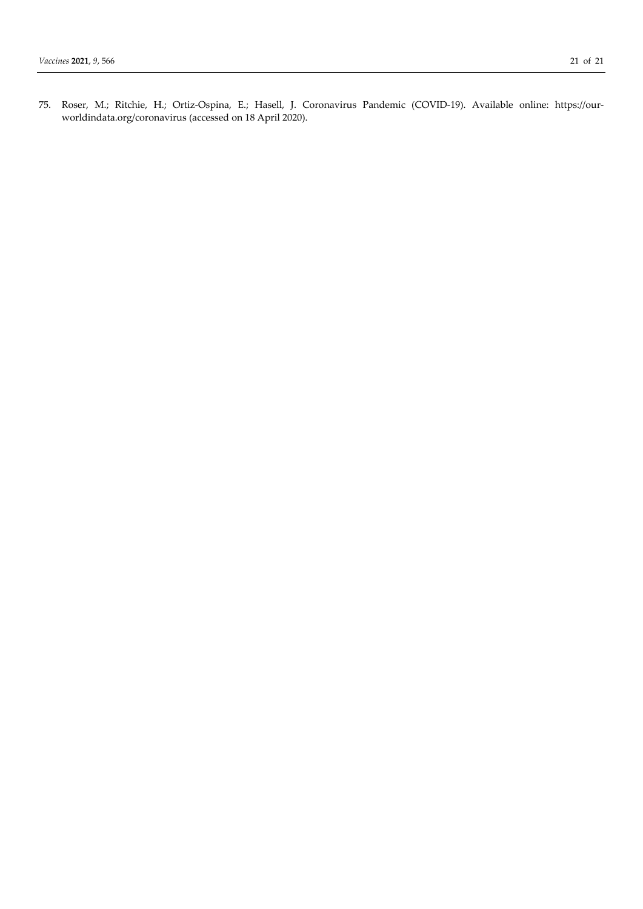75. Roser, M.; Ritchie, H.; Ortiz-Ospina, E.; Hasell, J. Coronavirus Pandemic (COVID-19). Available online: https://ourworldindata.org/coronavirus (accessed on 18 April 2020).